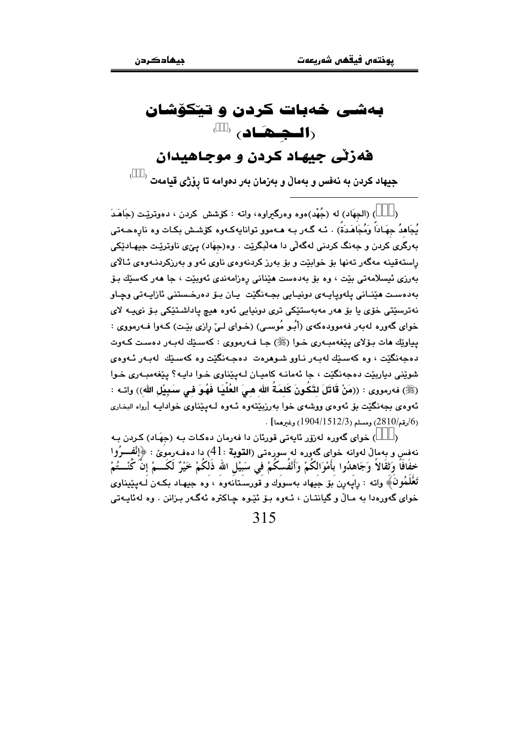# بەشی خەبات کردن و تێکۆشان (الـجـهَـاد) [١]

## فەزڵی جیهاد کردن و موجاهیدان

### جیهاد کردن بە نەفس و بەماڵ و بەزمان بەر دەوامە تا ڕۆژی قیامەت [٢]

---

([١]) (الجِهَاد) لە (جُهْد)ەوە وەرگیراوە، واتە : کۆشش کردن ، دەوترێت (جَاهَدَ يُجَاهِدُ جِهَاداً وَمُجَاهَدَةً) . ئە گەر بە هەموو توانایەکەوە کۆشش بکات وە ناڕەحەتی بەرگری کردن و جەنگ کردنی لەگەڵی دا هەڵبگرێت . وە(جهَاد) پێی ناوترێت جیهادێکی ڕاستەقینە مەگەر تەنها بۆ خوابێت و بۆ بەرز کردنەوەی ناوی ئەو و بەرزکردنەوەی ئاڵای بەرزی ئیسلامەتی بێت ، وە بۆ بەدەست هێنانی ڕەزامەندی ئەوبێت ، جا هەر کەسێك بۆ بەدەست هێنانی پلەوپایەی دونیایی بجەنگێت یان بۆ دەرخستنی ئازایەتی وچاو نەترسێتی خۆی یا بۆ هەر مەبەستێکی تری دونیایی ئەوە هیچ پاداشتێکی بۆ نییە لای خوای گەورە لەبەر فەموودەکەی (أَبُو مُوسى) (خوای لێ ڕازی بێت) کەوا فەرمووی : پیاوێك هات بۆلای پێغەمبەری خوا (ﷺ) جا فەرمووی : کەسێك لەبەر دەست کەوت دەجەنگێت ، وە کەسێك لەبەر ناوو شوهرەت دەجەنگێت وە کەسێك لەبەر ئەوەی شوێنی دیاربێت دەجەنگێت ، جا ئەمانە کامیان لەپێناوی خوا دایە؟ پێغەمبەری خوا (ﷺ) فەرمووی : ((مَنْ قَاتَلَ لِتَكُونَ كَلِمَةُ اللهِ هِيَ العُلْيَا فَهُوَ فِي سَبِيْلِ اللهِ)) واتە : ئەوەی بجەنگێت بۆ ئەوەی ووشەی خوا بەرزبێتەوە ئەوە لەپێناوی خوادایە [رواه البخارى (6/رقم/2810) ومسلم (1904/1512/3) وغيرهما] .

([٢]) خوای گەورە لەزۆر ئایەتی قورئان دا فەرمان دەکات بە (جهَاد) کردن بە نەفس و بەماڵ لەوانە خوای گەورە لە سورەتی (**التوبة** :41) دا دەفەرموێ : ﴿**انْفِرُوا خِفَافًا وَثِقَالاً وَجَاهِدُوا بِأَمْوَالِكُمْ وَأَنْفُسِكُمْ فِي سَبِيْلِ اللهِ ذَلِكُمْ خَيْرٌ لَكُمْ إِنْ كُنْتُمْ تَعْلَمُونَ**﴾ واتە : ڕاپەڕن بۆ جیهاد بەسووك و قورستانەوە ، وە جیهاد بکەن لەپێناوی خوای گەورەدا بە ماڵ و گیانتان ، ئەوە بۆ ئێوە چاکترە ئەگەر بزانن . وە لەئایەتی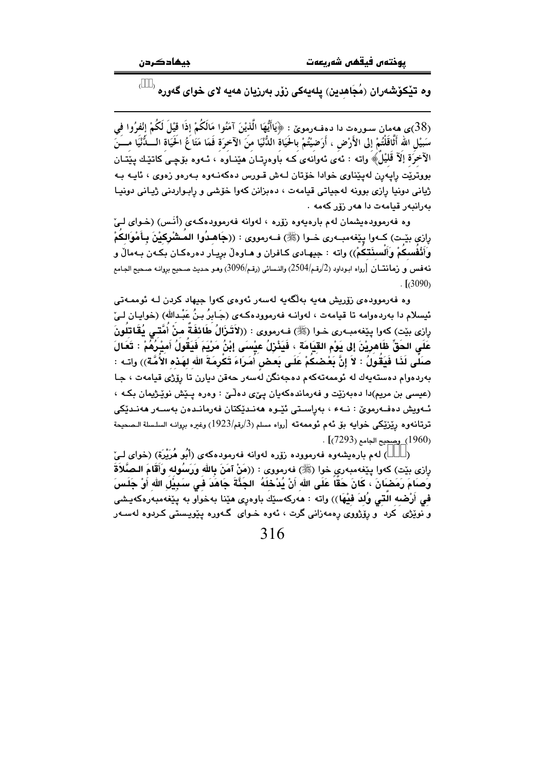وە تێکۆشەران (مُجَاهِدين) پلەیەکی زۆر بەرزیان هەیە لای خوای گەورە

(38)ی هەمان سورەت دا دەفەرموێ : ﴿يَاأَيُّهَا الَّذِيْنَ آمَنُوا مَالَكُمْ إِذَا قِيْلَ لَكُمْ إِنْفِرُوا فِي سَبِيْلِ اللهِ أَثَّاقَلْتُمْ إِلَى الأَرْضِ ، أَرَضِيْتُمْ بِالحَيَاةِ الدُّنْيَا مِنَ الآخِرَةِ فَمَا مَتَاعُ الحَيَاةِ الدُّنْيَا مِنَ الآخِرَةِ إِلاَّ قَلِيْلٌ﴾ واتە : ئەی ئەوانەی کە باوەڕتان هێناوە ، ئەوە بۆچی کاتێك پێتان بووترێت ڕاپەڕن لەپێناوی خوادا خۆتان لەش قورس دەکەنەوە بەرەو زەوی ، ئایە بە ژیانی دونیا ڕازی بوونە لەجیاتی قیامەت ، دەبزانن کەوا خۆشی و ڕابواردنی ژیانی دونیا بەرانبەر قیامەت دا هەر زۆر کەمە .

وە فەرموودەیشمان لەم بارەیەوە زۆرە ، لەوانە فەرموودەکەی (أنس) (خوای لێ ڕازی بێت) کەوا پێغەمبەری خوا (ﷺ) فەرمووی : ((**جَاهِدُوا المُشْرِكِيْنَ بِأَمْوَالِكُمْ وَأَنْفُسِكُمْ وَأَلْسِنَتِكُمْ**)) واتە : جیهادی کافران و هاوەڵ بڕیار دەرەکان بکەن بەماڵ و نەفس و زمانتان [رواه ابوداود (2/رقم/2504) والنسائي (رقم/3096) وهو حديث صحيح بروانە صحيح الجامع (3090)].

وە فەرموودەی زۆریش هەیە بەڵگەیە لەسەر ئەوەی کەوا جیهاد کردن لە ئوممەتی ئیسلام دا بەردەوامە تا قیامەت ، لەوانە فەرموودەکەی (جَابِرُ بنُ عَبْدالله) (خوایان لێ ڕازی بێت) کەوا پێغەمبەری خوا (ﷺ) فەرمووی : ((**لاتَزَالُ طَائِفَةٌ مِنْ أُمَّتِي يُقَاتِلُونَ عَلَى الحَقِّ ظَاهِرِيْنَ إِلى يَوْمِ القِيَامَةِ ، فَيَنْزِلُ عِيْسَى إِبْنُ مَرْيَمَ فَيَقُولُ أَمِيْرُهُمْ : تَعَالَ صَلِّ لَنَا فَيَقُولُ : لاَ إِنَّ بَعْضَكُمْ عَلَى بَعضٍ أُمَرَاءَ تَكْرِمَةَ اللهِ لِهَذِهِ الأُمَّةِ**)) واتە : بەردەوام دەستەیەك لە ئوممەتەکەم دەجەنگن لەسەر حەقن دیارن تا ڕۆژی قیامەت ، جا (عیسی بن مریم)دا دەبەزێت و فەرماندەکەیان پێی دەڵێ : وەرە پێش نوێژیمان بکە ، ئەویش دەفەرموێ : نەء ، بەڕاستی ئێوە هەندێکتان فەرماندەن بەسەر هەندێکی ترتانەوە ڕێزێکی خوایە بۆ ئەم ئوممەتە [رواه مسلم (3/رقم/1923) وغيره بروانە السلسلة الصحيحة (1960) وصحيح الجامع (7293)] .

() لەم بارەیشەوە فەرموودە زۆرە لەوانە فەرمودەکەی (أَبُو هُرَيْرَة) (خوای لێ ڕازی بێت) کەوا پێغەمبەری خوا (ﷺ) فەرمووی : ((**مَنْ آمَنَ بِاللهِ وَرَسُولِهِ وَأَقَامَ الصَّلاَةَ وَصَامَ رَمَضَانَ ، كَانَ حَقّاً عَلَى اللهِ أَنْ يُدْخِلَهُ الجَنَّةَ جَاهَدَ فِي سَبِيْلِ اللهِ أَوْ جَلَسَ فِي أَرْضِهِ الَّتِي وُلِدَ فِيْهَا**)) واتە : هەرکەسێك باوەڕی هێنا بەخواو بە پێغەمبەرەکەیشی و نوێژی کرد و ڕۆژووی ڕەمەزانی گرت ، ئەوە خوای گەورە پێویستی کردوە لەسەر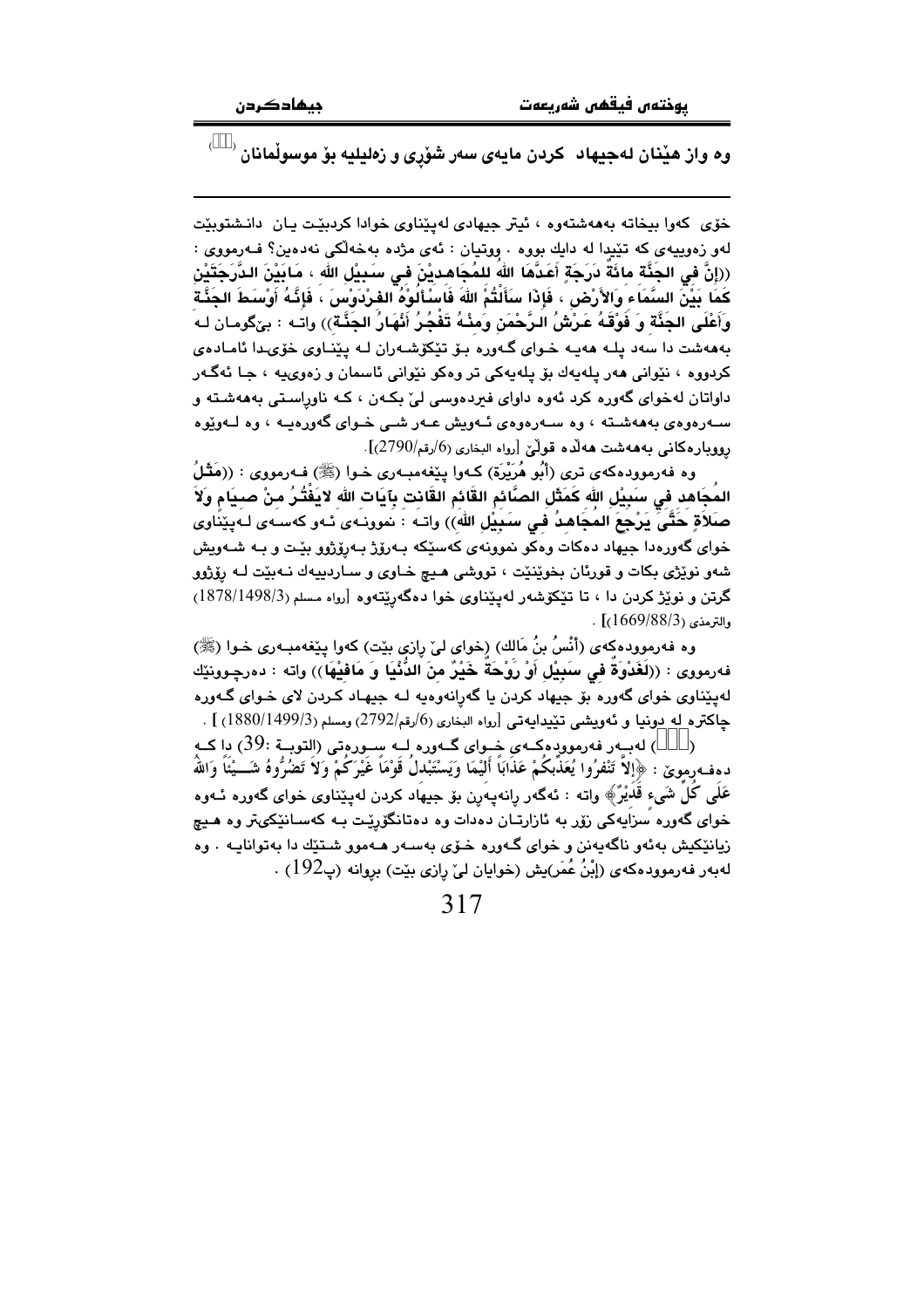وه واز هێنان لەجیهاد کردن مایەی سەر شۆڕی و زەلیلیە بۆ موسوڵمانان ([1])

---

خۆی کەوا بیخاتە بەهەشتەوە ، ئیتر جیهادی لەپێناوی خوادا کردبێت یان دانیشتوبێت لەو زەوییەی کە تێیدا لە دایك بووە . ووتیان : ئەی مژدە بەخەڵکی نەدەین؟ فەرمووی : ((إِنَّ فِي الجَنَّةِ مائَةَ دَرَجَةٍ أَعَدَّهَا اللهُ لِلمُجَاهِديْنَ في سَبيْلِ الله ، مَابَيْنَ الدَّرَجَتَيْنِ كَمَا بَيْنَ السَّمَاءِ وَالأَرْضِ ، فَإذَا سَأَلْتُمُ اللهَ فَاسْأَلُوْهُ الفِرْدَوْسَ ، فَإنَّهُ أَوْسَطَ الجَنَّةِ وَأَعْلَى الجَنَّةِ وَ فَوْقَهُ عَرْشُ الرَّحْمَنِ وَمِنْهُ تَفْجُرُ أَنْهَارُ الجَنَّةِ)) واتە : بێگومان لە بەهەشت دا سەد پلە هەیە خوای گەورە بۆ تێکۆشەران لە پێناوی خۆیدا ئامادەی کردووە ، نێوانی هەر پلەیەك بۆ پلەیەکی تر وەکو نێوانی ئاسمان و زەوییە ، جا ئەگەر داواتان لەخوای گەورە کرد ئەوە داوای فیردەوسی لێ بکەن ، کە ناوڕاستی بەهەشتە و سەرەوەی بەهەشتە ، وە سەرەوەی ئەویش عەر شی خوای گەورەیە ، وە لەوێوە ڕووبارەکانی بەهەشت هەڵدە قوڵێ [رواه البخاري (6/رقم/2790)].

وه فەرموودەکەی تری (أَبُو هُرَيْرَة) کەوا پێغەمبەری خوا (ﷺ) فەرمووی : ((مَثَلُ المُجَاهِدِ فِي سَبيْلِ الله كَمَثَلِ الصَّائِمِ القَائِمِ القَانِتِ بِآيَاتِ اللهِ لايَفْتُرُ مِنْ صِيَامٍ وَلاَ صَلاَةٍ حَتَّى يَرْجِعَ المُجَاهِدُ فِي سَبيْلِ الله)) واتە : نموونەی ئەو کەسەی لەپێناوی خوای گەورەدا جیهاد دەکات وەکو نموونەی کەسێکە بەڕۆژ بەڕۆژوو بێت و بە شەویش شەو نوێژی بکات و قورئان بخوێنێت ، تووشی هیچ خاوی و ساردییەك نەبێت لە ڕۆژوو گرتن و نوێژ کردن دا ، تا تێکۆشەر لەپێناوی خوا دەگەڕێتەوە [رواه مسلم (1878/1498/3) والترمذي (1669/88/3)] .

وه فەرموودەکەی (أَنَسُ بنُ مَالك) (خوای لێ ڕازی بێت) کەوا پێغەمبەری خوا (ﷺ) فەرمووی : ((لَغَدْوَةٌ فِي سَبيْلِ أَوْ رَوْحَةٌ خَيْرٌ مِنَ الدُّنْيَا وَ مَافِيْهَا)) واتە : دەرچوونێك لەپێناوی خوای گەورە بۆ جیهاد کردن یا گەڕانەوەیە لە جیهاد کردن لای خوای گەورە چاکترە لە دونیا و ئەویشی تێیدایەتی [رواه البخاري (6/رقم/2792) ومسلم (1880/1499/3)] .

([1]) لەبەر فەرموودەکەی خوای گەورە لە سورەتی (التوبة :39) دا کە دەفەرموێ : ﴿إِلاَّ تَنْفِرُوا يُعَذِّبْكُمْ عَذَابًا أَلِيمًا وَيَسْتَبْدِلْ قَوْمًا غَيْرَكُمْ وَلاَ تَضُرُّوهُ شَيْئًا وَاللهُ عَلَى كُلِّ شَيْءٍ قَدِيْرٌ﴾ واتە : ئەگەر ڕانەپەڕن بۆ جیهاد کردن لەپێناوی خوای گەورە ئەوە خوای گەورە سزایەکی زۆر بە ئازارتان دەدات وە دەتانگۆڕێت بە کەسانێکیتر وە هیچ زیانێکیش بەئەو ناگەیەنن و خوای گەورە خۆی بەسەر هەموو شتێك دا بەتوانایە . وە لەبەر فەرموودەکەی (إِبْنُ عُمَر)یش (خوایان لێ ڕازی بێت) بڕوانە (پ192) .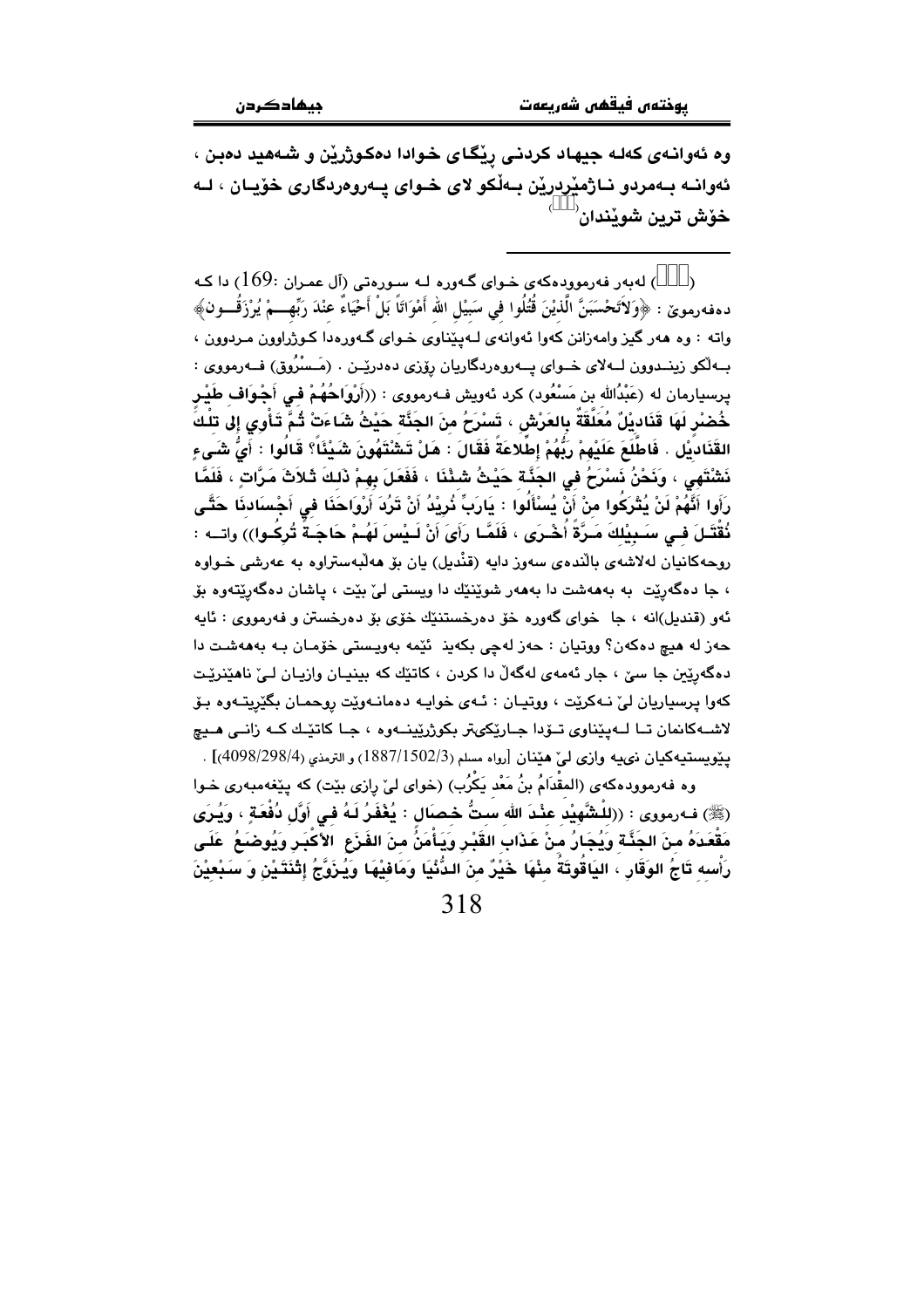وە ئەوانەی کەلە جیهاد کردنی ڕێگای خوادا دەکوژرێن و شەهید دەبن ، ئەوانە بەمردو نـاژمێردرێن بەڵکو لای خـوای پـەروەردگاری خۆیـان ، لـە خۆش ترین شوێندان[ ]

---

( ) لەبەر فەرموودەکەی خـوای گـەورە لـە سـورەتی (آل عمران :169) دا کـە دەفەرموێ : ﴿وَلاَتَحْسَبَنَّ الَّذِيْنَ قُتِلُوا في سَبِيْلِ الله أَمْوَاتاً بَلْ أَحْيَاءٌ عِنْدَ رَبِّهِـمْ يُرْزَقُـونَ﴾ واتە : وە هەر گیز وامەزانن کەوا ئەوانەی لـەپێناوی خـوای گـەورەدا کـوژراوون مـردوون ، بـەڵکو زینـدوون لـەلای خـوای پـەروەردگاریان ڕۆزی دەدرێـن . (مَـسْرُوق) فـەرمووی : پرسیارمان لە (عَبْدُالله بن مَسْعُود) کرد ئەویش فـەرمووی : ((أَرْوَاحُهُمْ في أَجْوَافِ طَيْرٍ خُضْرٍ لَهَا قَنَادِيْلُ مُعَلَّقَةٌ بِالعَرْشِ ، تَسْرَحُ مِنَ الجَنَّةِ حَيْثُ شَاءَتْ ثُمَّ تَأْوِي إلى تِلْكَ القَنَادِيْلِ . فَاطَّلَعَ عَلَيْهِمْ رَبُّهُمْ إطِّلاعَةً فَقَالَ : هَلْ تَشْتَهُونَ شَيْئاً؟ قَالُوا : أَيُّ شَيءٍ نَشْتَهِي ، وَنَحْنُ نَسْرَحُ في الجَنَّةِ حَيْثُ شِئْنَا ، فَفَعَلَ بِهِمْ ذلِكَ ثَلاثَ مَرَّاتٍ ، فَلَمَّا رَأَوا أَنَّهُمْ لَنْ يُتْرَكُوا مِنْ أَنْ يُسْأَلُوا : يَارَبِّ نُرِيْدُ أَنْ تَرُدَ أَرْوَاحَنَا في أَجْسَادِنَا حَتَّى نُقْتَلَ فـي سَـبِيْلِكَ مَـرَّةً أُخْـرَى ، فَلَمَّـا رَأَىَ أَنْ لَـيْسَ لَهُـمْ حَاجَـةٌ تُرِكُـوا)) واتـە : ڕوحەکانیان لەلاشەی باڵندەی سەوز دایە (قنْدیل) یان بۆ هەڵبەستراوە بە عەرشی خـواوە ، جا دەگەڕێت بە بەهەشت دا بەهەر شوێنێك دا ویستی لێ بێت ، پاشان دەگەڕێتەوە بۆ ئەو (قندیل)انە ، جا خوای گەورە خۆ دەرخستنێك خۆی بۆ دەرخستن و فەرمووی : ئایە حەز لە هیچ دەکەن؟ ووتیان : حەز لەچی بکەین ئێمە بەویستی خۆمـان بـە بەهەشـت دا دەگەڕێین جا سێ ، جار ئەمەی لەگەڵ دا کردن ، کاتێك کە بینیـان وازیـان لـێ ناهێنرێـت کەوا پرسیاریان لێ نـەکرێت ، ووتیـان : ئـەی خوایـە دەمانـەوێت ڕوحمـان بگێڕیتـەوە بـۆ لاشـەکانمان تـا لـەپێناوی تـۆدا جـارێکیتر بکوژرێینـەوە ، جـا کاتێـك کـە زانـی هـیچ پێویستیەکیان نیەیە وازی لێ هێنان [رواه مسلم (1887/1502/3) و الترمذي (4098/298/4)] .

وە فەرموودەکەی (المقْدَامُ بنُ مَعْد يَكْرُب) (خوای لێ ڕازی بێت) کە پێغەمبەری خـوا (ﷺ) فـەرمووی : ((لِلْشَّهِيْدِ عِنْدَ الله سِتُّ خِصَالٍ : يُغْفَرُ لَـهُ فـي أَوَّلِ دُفْعَةٍ ، وَيُـرَى مَقْعَدَهُ مِـنَ الجَنَّـةِ وَيُجَـارُ مِـنْ عَـذَابِ القَبْرِ وَيَـأْمَنُ مِن الفَزَعِ الأَكْبَرِ وَيُوضَعُ عَلَـى رَأْسِهِ تَاجُ الوَقَارِ ، اليَاقُوتَةُ مِنْهَا خَيْرٌ مِنَ الدُّنْيَا وَمَافِيْهَا وَيُـزَوَّجُ إِثْنَتَيْنِ وَ سَبْعِيْنَ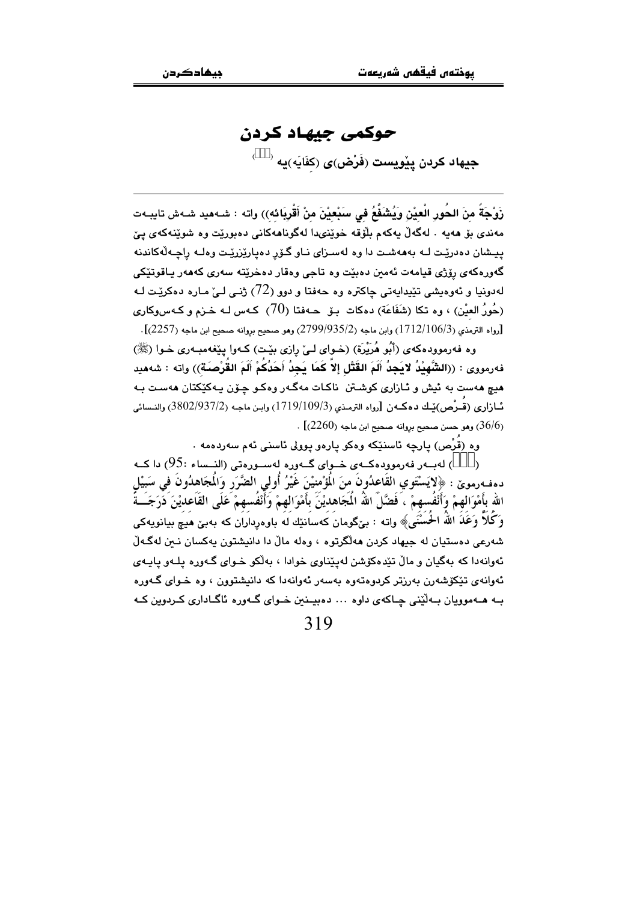# حوكمی جیهاد كردن

## جیهاد كردن پێویست (فَرْض)ی (كِفَایَه)یە ([])

---

زَوْجَةً مِنَ الحُورِ الْعِيْنِ وَيُشَفَّعُ فِي سَبْعِيْنَ مِنْ أَقْرِبَائِهِ)) واته : شـەهید شـەش تایبـەت مەندی بۆ هەیە . لەگەڵ یەكەم بڵۆقە خوێنیدا لەگوناهەكانی دەبورێت وە شوێنەكەی پێ پیـشان دەدرێـت لـە بەهەشـت دا وە لەسـزای نـاو گـۆڕ دەپارێزرێـت وەلـە راچـەڵەكاندنە گەورەكەی ڕۆژی قیامەت ئەمین دەبێت وە تاجی وەقار دەخرێتە سەری كەهەر یـاقوتێكی لەدونیا و ئەوەیشی تێیدایەتی چاكترە وە حەفتا و دوو (72) ژنـی لـێ مـارە دەكرێـت لـە (حُورُ العِيْن) ، وە تكا (شَفَاعَة) دەكات بـۆ حـەفتا (70) كـەس لـە خـزم و كـەس‌وكاری [رواه الترمذي (1712/106/3) وابن ماجه (2799/935/2) وهو صحيح بروانه صحيح ابن ماجه (2257)].

وە فەرموودەكەی (أَبُو هُرَيْرَة) (خـوای لـێ ڕازی بێـت) كـەوا پێغەمبـەری خـوا (ﷺ) فەرمووی : ((**الشَّهِيْدُ لايَجِدُ أَلَمَ القَتْلِ إلاَّ كَمَا يَجِدُ أَحَدُكُمْ أَلَمَ القُرْصَةِ**)) واته : شەهید هیچ هەست بە ئێش و ئـازاری كوشـتن ناكـات مەگـەر وەكـو چـۆن یـەكێكتان هەسـت بـە ئـازاری (قُـرْص)ێـك دەكـەن [رواه الترمذي (1719/109/3) وابن ماجه (3802/937/2) والنسائي (36/6) وهو حسن صحيح بروانه صحيح ابن ماجه (2260)] .

وە (قُرْص) پارچە ئاسنێكە وەكو پارەو پوولی ئاسنی ئەم سەردەمە .

([]) لەبـەر فەرموودەكـەی خـوای گـەورە لەسـورەتی (النـساء :95) دا كـە دەفـەرمووێ : ﴿لايَسْتَوِي القَاعِدُونَ مِنَ الْمُؤْمِنِيْنَ غَيْرُ أُولِي الضَّرَرِ وَالْمُجَاهِدُونَ فِي سَبِيْلِ اللهِ بِأَمْوَالِهِمْ وَأَنْفُسِهِمْ ، فَضَّلَ اللهُ الْمُجَاهِدِيْنَ بِأَمْوَالِهِمْ وَأَنْفُسِهِمْ عَلَى القَاعِدِيْنَ دَرَجَـةً وَكُلاًّ وَعَدَ اللهُ الحُسْنَى﴾ واته : بێگومان كەسانێك لە باوەڕداران كە بەبێ هیچ بیانویەكی شەرعی دەستیان لە جیهاد كردن هەڵگرتوە ، وەلە ماڵ دا دانیشتون یەكسان نـین لەگـەڵ ئەوانەدا كە بەگیان و ماڵ تێدەكۆشن لەپێناوی خوادا ، بەڵكو خـوای گـەورە پلـەو پایـەی ئەوانەی تێكۆشەرن بەرزتر كردوەتەوە بەسەر ئەوانەدا كە دانیشتوون ، وە خـوای گـەورە بـە هـەموویان بـەڵێنی چـاكەی داوە ... دەبیـنین خـوای گـەورە ئاگـاداری كـردوین كـە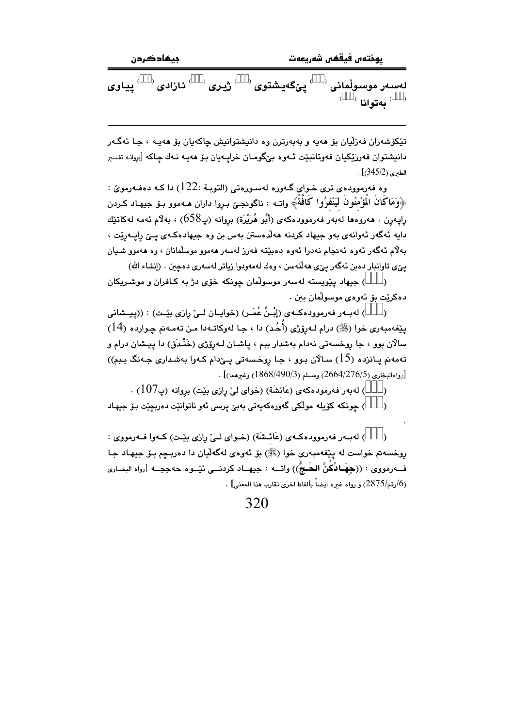لەسەر موسوڵمانی (□□□) پێگەیشتوی (□□□) ژیری (□□□) ئازادی (□□□) پیاوی (□□□) بەتوانا (□□□)

---

تێکۆشەران فەزڵیان بۆ هەیە و بەبەرترن وە دانیشتوانیش چاکەیان بۆ هەیە ، جا ئەگەر دانیشتوان فەرزێکیان فەوتانبێت ئەوە بێگومان خراپەیان بۆ هەیە نەك چاکە [بڕوانە تفسیر الطبری (345/2)] .

وە فەرموودەی تری خوای گەورە لەسورەتی (التوبة :122) دا کە دەفەرموێ : ﴿وَمَاكَانَ الْمُؤْمِنُونَ لِيَنْفِرُوا كَافَّةً﴾ واتە : ناگونجێ بڕوا داران هەموو بۆ جیهاد کردن ڕاپەڕن . هەروەها لەبەر فەرموودەکەی (أَبُو هُرَيْرَة) بڕوانە (پ658) ، بەڵام ئەمە لەکاتێك دایە ئەگەر ئەوانەی بەو جیهاد کردنە هەڵدەستن بەس بن وە جیهادەکەی پێ ڕاپەڕێت ، بەڵام ئەگەر ئەوە ئەنجام نەدرا ئەوە دەبێتە فەرز لەسەر هەموو موسڵمانان ، وە هەموو شیان پێی تاوانبار دەبن ئەگەر پێی هەڵنەسن ، وەك لەمەودوا زیاتر لەسەری دەچین . (إنشاء الله)

(□□□) جیهاد پێویستە لەسەر موسوڵمان چونکە خۆی دژ بە کافران و موشریکان دەکرێت بۆ ئەوەی موسوڵمان بێن .

(□□□) لەبەر فەرموودەکەی (إِبْنُ عُمَر) (خوایان لێ ڕازی بێت) : ((پیشانی پێغەمبەری خوا (ﷺ) درام لەڕۆژی (أُحُد) دا ، جا لەوکاتەدا من تەمەنم چوارده (14) ساڵان بوو ، جا ڕوخسەتی نەدام بەشدار ببم ، پاشان لەڕۆژی (خَنْدَق) دا پیشان درام و تەمەنم پانزده (15) ساڵان بوو ، جا ڕوخسەتی پێدام کەوا بەشداری جەنگ ببم)) [رواەالبخاري (2664/276/5) ومسلم (1868/490/3) وغيرهما)] .

(□□□) لەبەر فەرمودەکەی (عَائِشَة) (خوای لێ ڕازی بێت) بڕوانە (پ107) .

(□□□) چونکە کۆیلە موڵکی گەورەکەیەتی بەبێ پرسی ئەو ناتوانێت دەربچێت بۆ جیهاد .

(□□□) لەبەر فەرموودەکەی (عَائِشَة) (خوای لێ ڕازی بێت) کەوا فەرمووی : ڕوخسەتم خواست لە پێغەمبەری خوا (ﷺ) بۆ ئەوەی لەگەڵیان دا دەربچم بۆ جیهاد جا فەرمووی : ((**جِهَادُكُنَّ الحَجُّ**)) واتە : جیهاد کردنی ئێوە حەججە [رواه البخاری (6/رقم/2875) و رواه غیره ایضاً بألفاظ اخری تقارب هذا المعنی] .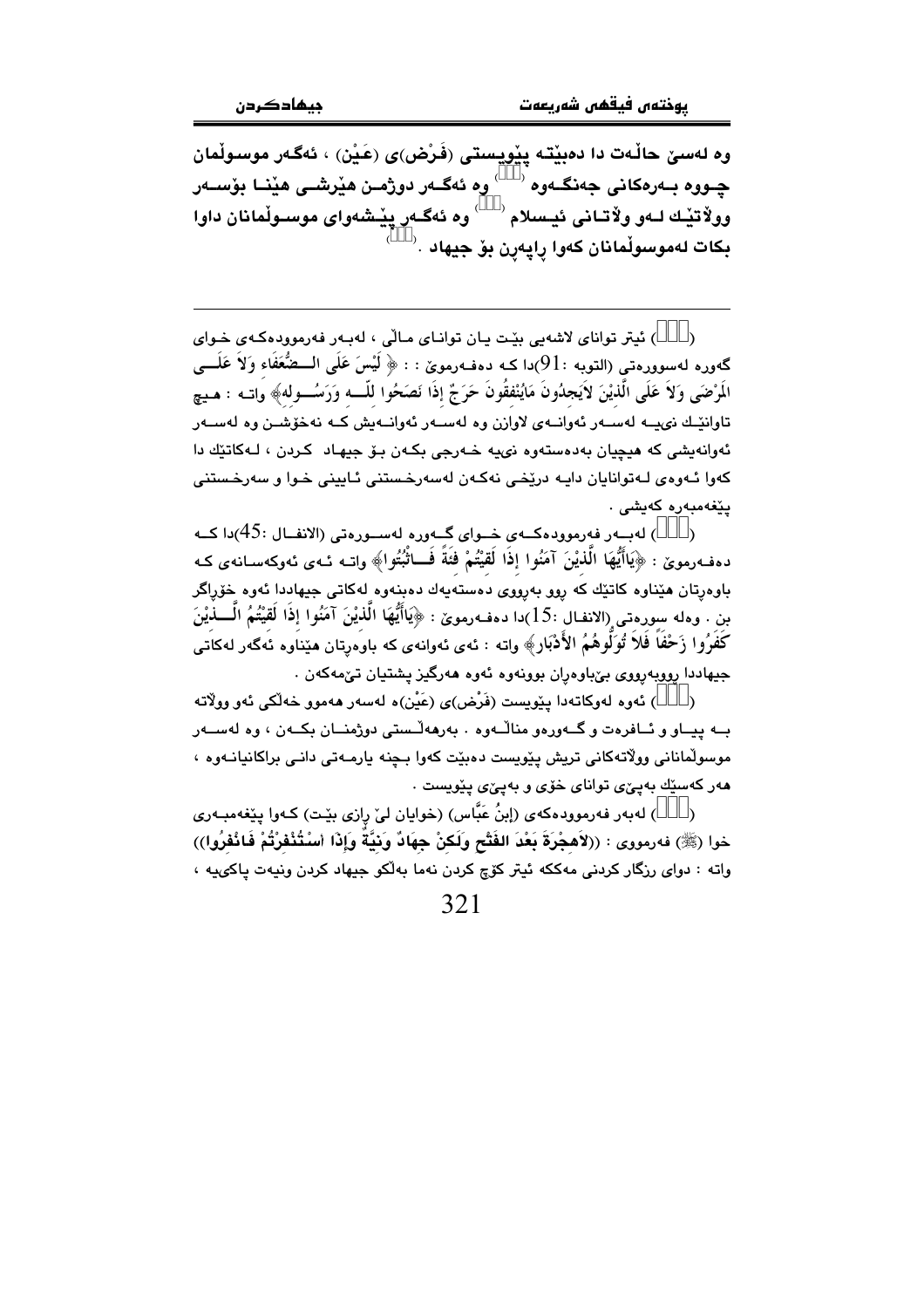وە لەسێ حاڵەت دا دەبێتە پێویستی (فَرْض)ی (عَیْن) ، ئەگەر موسوڵمان چووە بەرەکانی جەنگەوە ( ) وە ئەگەر دوژمن هێرشی هێنا بۆسەر وولاتێك لەو وڵاتانی ئیسلام ( ) وە ئەگەر پێشەوای موسوڵمانان داوا بکات لەموسوڵمانان کەوا ڕاپەڕن بۆ جیهاد . ( )

---

( ) ئیتر توانای لاشەیی بێت یان توانای ماڵی ، لەبەر فەرموودەکەی خوای گەورە لەسوورەتی (التوبە :91)دا کە دەفەرموێ : : ﴿ لَّيْسَ عَلَى الضُّعَفَاء وَلاَ عَلَى الْمَرْضَى وَلاَ عَلَى الَّذِيْنَ لاَيَجِدُونَ مَايُنْفِقُونَ حَرَجٌ إِذَا نَصَحُوا للّـه وَرَسُوله﴾ واتە : هیچ تاوانێك نییە لەسەر ئەوانەی لاوازن وە لەسەر ئەوانەیش کە نەخۆشن وە لەسەر ئەوانەیشی کە هیچیان بەدەستەوە نییە خەرجی بکەن بۆ جیهاد کردن ، لەکاتێك دا کەوا ئەوەی لەتوانایان دایە درێخی نەکەن لەسەرخستنی ئایینی خوا و سەرخستنی پێغەمبەرەکەیشی .

( ) لەبەر فەرموودەکەی خوای گەورە لەسورەتی (الانفال :45)دا کە دەفەرموێ : ﴿يَاأَيُّهَا الَّذِيْنَ آمَنُوا إِذَا لَقِيْتُمْ فِئَةً فَاثْبُتُوا﴾ واتە ئەی ئەوکەسانەی کە باوەڕتان هێناوە کاتێك کە ڕوو بەڕووی دەستەیەك دەبنەوە لەکاتی جیهاددا ئەوە خۆڕاگر بن . وەلە سورەتی (الانفال :15)دا دەفەرموێ : ﴿يَاأَيُّهَا الَّذِيْنَ آمَنُوا إِذَا لَقِيْتُمُ الَّذِيْنَ كَفَرُوا زَحْفاً فَلاَ تُوَلُّوهُمُ الأَدْبَار﴾ واتە : ئەی ئەوانەی کە باوەڕتان هێناوە ئەگەر لەکاتی جیهاددا ڕووبەڕووی بێباوەڕان بوونەوە ئەوە هەرگیز پشتیان تێمەکەن .

( ) ئەوە لەوکاتەدا پێویست (فَرْض)ە (عَيْن)ە لەسەر هەموو خەڵکی ئەو وولاتە بە پیاو و ئافرەت و گەورەو منداڵەوە . بەرەهەڵستی دوژمنان بکەن ، وە لەسەر موسوڵمانانی وولاتەکانی تریش پێویست دەبێت کەوا بچنە یارمەتی دانی براکانیانەوە ، هەر کەسێك بەپێی توانای خۆی و بەپێی پێویست .

( ) لەبەر فەرموودەکەی (إبنُ عَبَّاس) (خوایان لێ ڕازی بێت) کەوا پێغەمبەری خوا (ﷺ) فەرمووی : ((لاَهِجْرَةَ بَعْدَ الفَتْحِ وَلَكِنْ جِهَادٌ وَنِيَّةٌ وَإِذَا اسْتُنْفِرْتُمْ فَانْفِرُوا)) واتە : دوای ڕزگار کردنی مەککە ئیتر کۆچ کردن نەما بەڵکو جیهاد کردن ونیەت پاکییە ،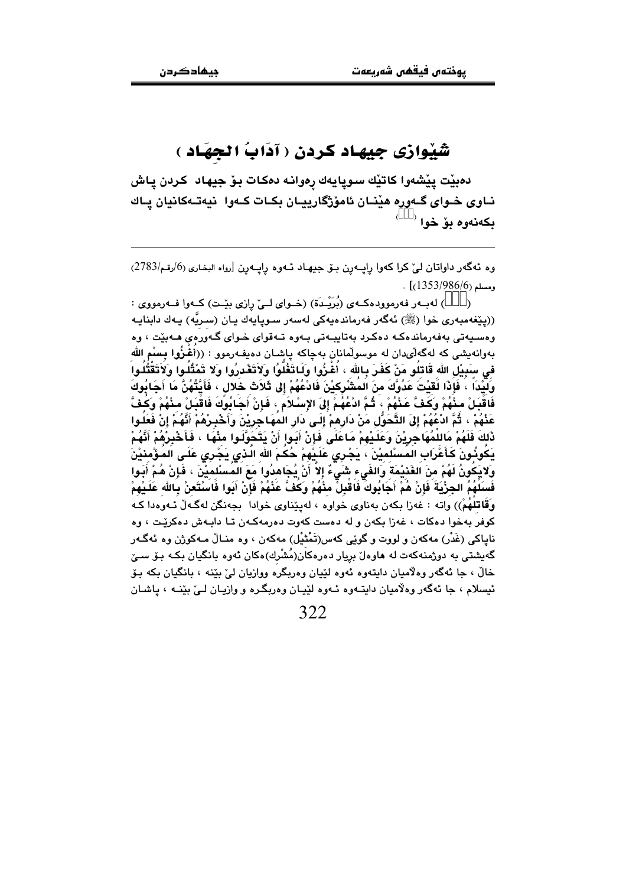## شێوازی جیهاد كردن ( آدَابُ الجِهَاد )

**دەبێت پێشەوا كاتێك سوپایەك ڕەوانە دەكات بۆ جیهاد كردن پاش ناوی خوای گەورە هێنان ئامۆژگارییان بكات كەوا نیەتەكانیان پاك بكەنەوە بۆ خوا** (١)

---

وە ئەگەر داواتان لێ كرا كەوا ڕاپەڕن بۆ جیهاد ئەوە ڕاپەڕن [رواه البخاري (6/رقم/2783) ومسلم (1353/986/6)] .

(١) لەبەر فەرموودەكەی (بُرَیْدَة) (خوای لێ ڕازی بێت) كەوا فەرمووی : ((پێغەمبەری خوا (ﷺ) ئەگەر فەرماندەیەكی لەسەر سوپایەك یان (سریَّە) یەك دابنایە وەسیەتی بەفەرماندەكە دەكرد بەتایبەتی بەوە تەقوای خوای گەورەی هەبێت ، وە بەوانەیشی كە لەگەڵیدان لە موسوڵمانان بەچاكە پاشان دەیفەرموو : ((أُغْزُوا بِسْمِ اللهِ فِي سَبِيْلِ اللهِ قَاتِلُو مَنْ كَفَرَ بِاللهِ ، أُغْزُوا وَلَاتَغُلُّوا وَلَاتَغْدِرُوا وَلا تَمَثِّلُوا وَلَاتَقْتُلُوا وَلِيْداً ، فَإذَا لَقِيْتَ عَدُوَّكَ مِنَ المُشْرِكِيْنَ فَادْعُهُمْ إلى ثَلَاثِ خِلَالٍ ، فَأَيَّتُهُنَّ مَا أَجَابُوكَ فَاقْبَلْ مِنْهُمْ وَكَفَّ عَنْهُمْ ، ثُمَّ ادْعُهُمْ إلى الإسْلَامِ ، فَإنْ أَجَابُوكَ فَاقْبَلْ مِنْهُمْ وَكُفَّ عَنْهُمْ ، ثُمَّ ادْعُهُمْ إلى التَّحَوُّلِ مَنْ دَارِهِمْ إلَى دَارِ المُهَاجِرِيْنَ وَأَخْبِرْهُمْ أَنَّهُمْ إنْ فَعَلُوا ذَلِكَ فَلَهُمْ مَاللمُهَاجِرِيْنَ وَعَلَيْهِمْ مَاعَلَى فَإنْ أَبَوا أَنْ يَتَحَوَّلُوا مِنْهَا ، فَأَخْبِرْهُمْ أَنَّهُمْ يَكُونُونَ كَأَعْرَابِ المُسْلِمِيْنَ ، يَجْرِي عَلَيْهِمْ حُكْمَ اللهِ الَّذِي يَجْرِي عَلَى المُؤْمِنِيْنَ وَلايَكُونُ لَهُمْ مِنَ الغَنِيْمَةِ وَالفَيءِ شَيءٌ إلاَّ أَنْ يُجَاهِدُوا مَعَ المُسْلِمِيْنَ ، فَإنْ هُمْ أَبَوا فَسَلْهُمُ الجِزْيَةَ فَإنْ هُمْ أَجَابُوكَ فَاقْبَلْ مِنْهُمْ وَكُفَّ عَنْهُمْ فَإنْ أَبَوا فَاسْتَعِنْ بِاللهِ عَلَيْهِمْ وَقَاتِلْهُمْ)) واتە : غەزا بكەن بەناوی خواوە ، لەپێناوی خوادا بجەنگن لەگەڵ ئەوەدا كە كوفر بەخوا دەكات ، غەزا بكەن و لە دەست كەوت دەرمەكەن تا دابەش دەكرێت ، وە ناپاكی (غَدْر) مەكەن و لووت و گوێی كەس(تَمْثِيْل) مەكەن ، وە منداڵ مەكوژن وە ئەگەر گەیشتی بە دوژمنەكەت لە هاوەڵ بڕیار دەرەكان(مُشْرِك)ەكان ئەوە بانگیان بكە بۆ سێ خاڵ ، جا ئەگەر وەڵامیان دایتەوە ئەوە لێیان وەربگرە وازیان لێ بێنە ، بانگیان بكە بۆ ئیسلام ، جا ئەگەر وەڵامیان دایتەوە ئەوە لێیان وەربگرە و وازیان لێ بێنە ، پاشان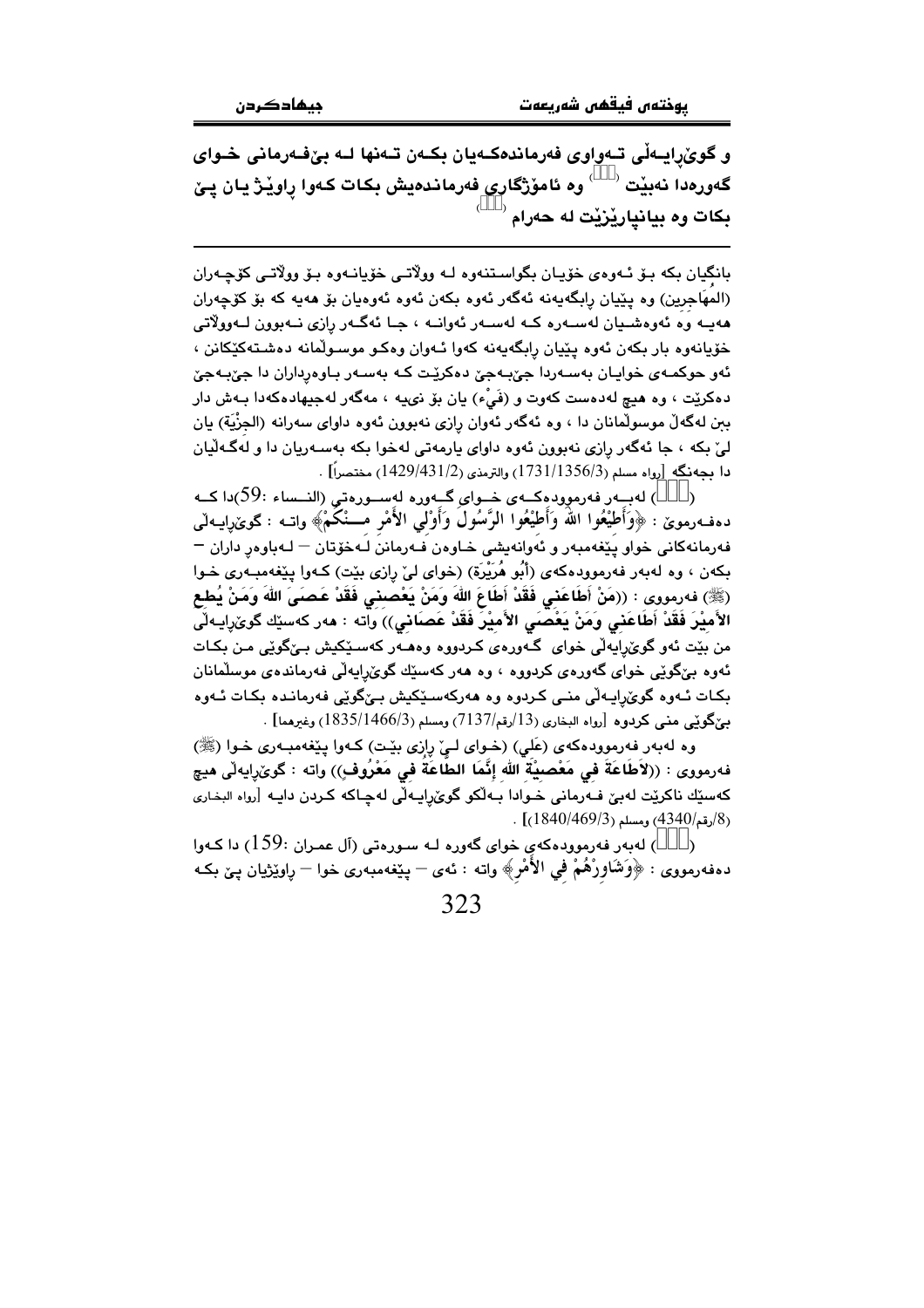**و گوێڕایەڵی تەواوی فەرماندەکەیان بکەن تەنها لە بێفەرمانی خوای گەورەدا نەبێت ( ) وە ئامۆژگاری فەرماندەیش بکات کەوا ڕاوێژ یان پێ بکات وە بیانپارێزێت لە حەرام ( )**

---

بانگیان بکە بۆ ئەوەی خۆیان بگواستنەوە لە وولاتی خۆیانەوە بۆ وولاتی کۆچەران (المُهَاجِرِين) وە پێیان ڕابگەیەنە ئەگەر ئەوە بکەن ئەوە ئەوەیان بۆ هەیە کە بۆ کۆچەران هەیە وە ئەوەشیان لەسەرە کە لەسەر ئەوانە ، جا ئەگەر ڕازی نەبوون لەووڵاتی خۆیانەوە بار بکەن ئەوە پێیان ڕابگەیەنە کەوا ئەوان وەکو موسوڵمانە دەشتەکێکانن ، ئەو حوکمەی خوایان بەسەردا جێبەجێ دەکرێت کە بەسەر باوەڕداران دا جێبەجێ دەکرێت ، وە هیچ لەدەست کەوت و (فَيْء) یان بۆ نیە ، مەگەر لەجیهادەکەدا بەش دار بن لەگەڵ موسوڵمانان دا ، وە ئەگەر ئەوان ڕازی نەبوون ئەوە داوای سەرانە (الجِزْيَة) یان لێ بکە ، جا ئەگەر ڕازی نەبوون ئەوە داوای یارمەتی لەخوا بکە بەسەریان دا و لەگەڵیان دا بجەنگە [رواه مسلم (1731/1356/3) والترمذي (1429/431/2) مختصراً] .

( ) لەبەر فەرموودەکەی خوای گەورە لەسورەتی (النساء :59)دا کە دەفەرموێ : ﴿وَأَطِيْعُوا اللهَ وَأَطِيْعُوا الرَّسُولَ وَأُوْلِي الأَمْرِ مِنْكُمْ﴾ واتە : گوێڕایەڵی فەرمانەکانی خواو پێغەمبەر و ئەوانەیشی خاوەن فەرمانن لەخۆتان – لەباوەڕ داران – بکەن ، وە لەبەر فەرموودەکەی (أَبُو هُرَيْرَة) (خوای لێ ڕازی بێت) کەوا پێغەمبەری خوا (ﷺ) فەرمووی : ((مَنْ أَطَاعَنِي فَقَدْ أَطَاعَ اللهَ وَمَنْ يَعْصِنِي فَقَدْ عَصَى اللهَ وَمَنْ يُطِعِ الأَمِيْرَ فَقَدْ أَطَاعَنِي وَمَنْ يَعْصِ الأَمِيْرَ فَقَدْ عَصَانِي)) واتە : هەر کەسێك گوێڕایەڵی من بێت ئەو گوێڕایەڵی خوای گەورەی کردووە وەهەر کەسێکیش بێگوێی من بکات ئەوە بێگوێی خوای گەورەی کردووە ، وە هەر کەسێك گوێڕایەڵی فەرماندەی موسڵمانان بکات ئەوە گوێڕایەڵی منی کردوە وە هەرکەسێکیش بێگوێی فەرماندە بکات ئەوە بێگوێی منی کردوە [رواه البخاري (13/رقم/7137) ومسلم (1835/1466/3) وغيرهما] .

وە لەبەر فەرموودەکەی (عَلِي) (خوای لێ ڕازی بێت) کەوا پێغەمبەری خوا (ﷺ) فەرمووی : ((لاَطَاعَةَ فِي مَعْصِيَةِ اللهِ إِنَّمَا الطَّاعَةُ فِي مَعْرُوفٍ)) واتە : گوێڕایەڵی هیچ کەسێك ناکرێت لەبێ فەرمانی خوادا بەڵکو گوێڕایەڵی لەچاکە کردن دایە [رواه البخاري (8/رقم/4340) ومسلم (1840/469/3)] .

( ) لەبەر فەرموودەکەی خوای گەورە لە سورەتی (آل عمران :159) دا کەوا دەفەرمووێ : ﴿وَشَاوِرْهُمْ فِي الأَمْرِ﴾ واتە : ئەی – پێغەمبەری خوا – ڕاوێژیان پێ بکە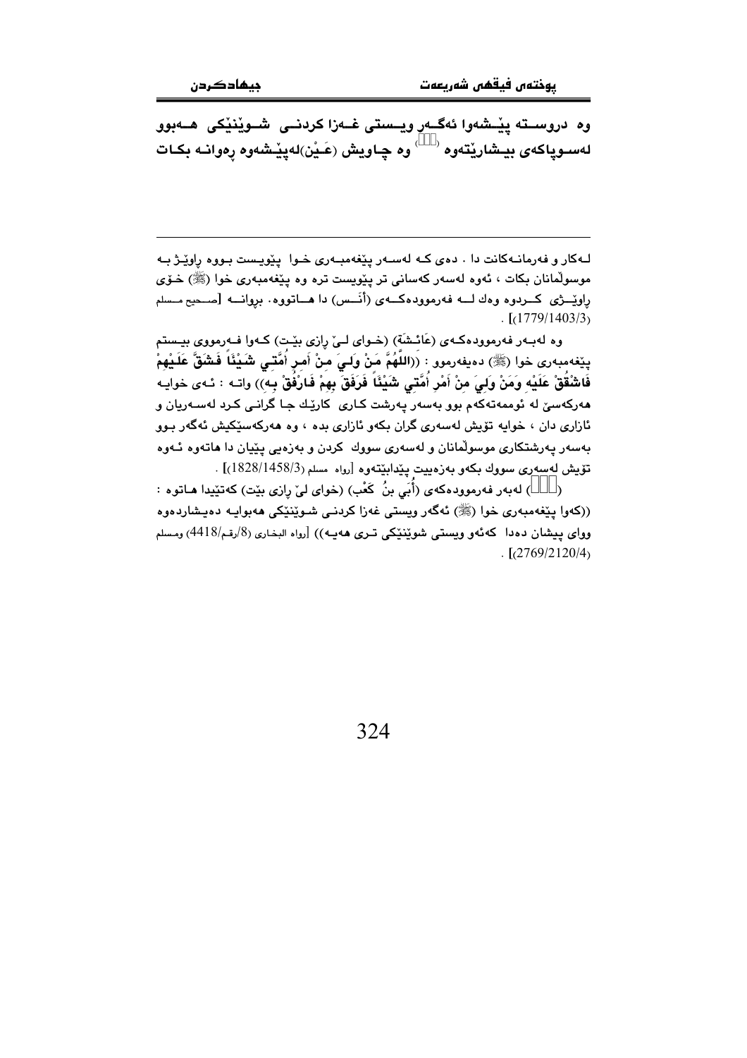**وه دروسـتـه پێشەوا ئەگـەر ویـستی غـەزا کردنـی شـوێنێکی هـەبوو لەسـوپاکەی بیـشارێتەوە ([ ]) وه چـاویش (عَـيْن)لەپێشەوه ڕەوانـه بکـات**

---

لـەکار و فەرمانـەکانت دا . دەی کـه لەسـەر پێغەمبـەری خـوا پێویـست بـووه ڕاوێـژ بـه موسوڵمانان بکات ، ئەوه لەسەر کەسانی تر پێویست تره وه پێغەمبەری خوا (ﷺ) خـۆی ڕاوێــژی کــردوه وەك لــه فەرموودەکــەی (أَنَــس) دا هــاتووه. بڕوانــە [صـحیح مـسلم (1779/1403/3)] .

وه لەبـەر فەرموودەکـەی (عَائـشَة) (خـوای لـێ ڕازی بێـت) کـەوا فـەرمووی بیـستم پێغەمبەری خوا (ﷺ) دەیفەرموو : ((**اللَّهُمَّ مَنْ وَلِـيَ مِـنْ أَمـرِ أُمَّتِـي شَيْئًا فَشَقَّ عَلَيْهِمْ فَاشْقُقْ عَلَيْهِ وَمَنْ وَلِيَ مِنْ أَمْرِ أُمَّتِي شَيْئًا فَرَفَقَ بِهِمْ فَارْفُقْ بِهِ**)) واتـه : ئـەی خوایـه هەرکەسێ لە ئوممەتەکەم بوو بەسەر پەرشت کـاری کارێك جـا گرانـی کـرد لەسـەریان و ئازاری دان ، خوایه تۆیش لەسەری گران بکەو ئازاری بده ، وه هەرکەسێکیش ئەگەر بـوو بەسەر پەرشتکاری موسوڵمانان و لەسەری سووك کردن و بەزەیی پێیان دا هاتەوه ئـەوه تۆیش لەسەری سووك بکەو بەزەییت پێدابێتەوه [رواه مسلم (1828/1458/3)] .

([ ]) لەبەر فەرموودەکەی (أُبَي بنُ كَعْب) (خوای لیٚ ڕازی بێت) کەتێیدا هـاتوه : ((کەوا پێغەمبەری خوا (ﷺ) ئەگەر ویستی غەزا کردنـی شـوێنێکی هەبوایـه دەیـشاردەوه ووای پیشان دەدا کەئەو ویستی شوێنێکی تـری هەیـە)) [رواه البخاری (8/رقم/4418) ومسلم (2769/2120/4)] .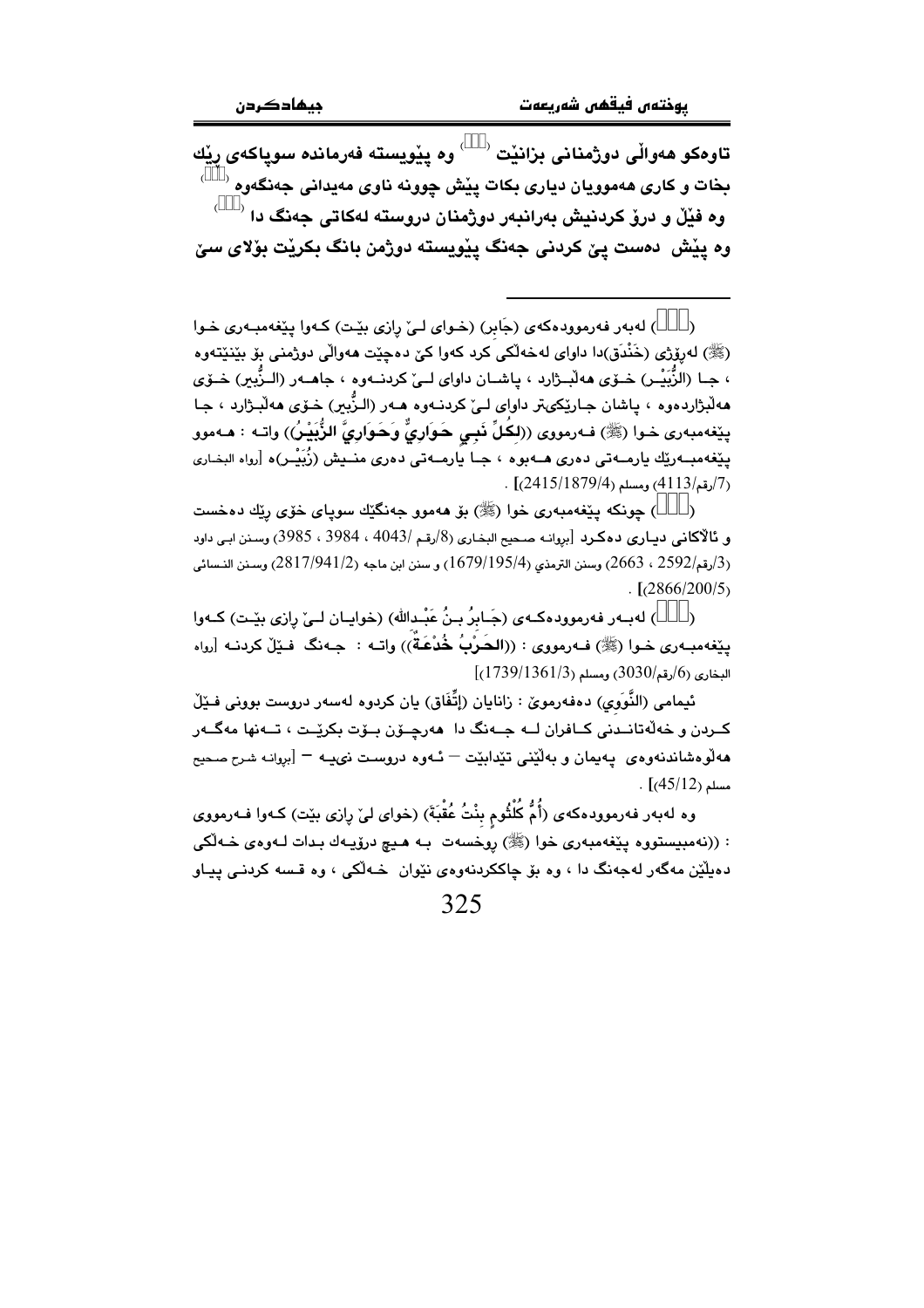**تاوەكو هەواڵی دوژمنانی بزانێت [] وە پێویستە فەرماندە سوپاكەی ڕێك بخات و كاری هەموویان دیاری بكات پێش چوونە ناوی مەیدانی جەنگەوە []**
**وە فێڵ و درۆ كردنیش بەرانبەر دوژمنان دروستە لەكاتی جەنگ دا []**
**وە پێش دەست پێ كردنی جەنگ پێویستە دوژمن بانگ بكرێت بۆلای سێ**

---

([]) لەبەر فەرموودەكەی (جَابِر) (خـوای لـێ ڕازی بێـت) كـەوا پێغەمبـەری خـوا (ﷺ) لەڕۆژی (خَنْدَق)دا داوای لەخەڵكی كرد كەوا كێ دەچێت هەواڵی دوژمنی بۆ بێنێتەوە ، جـا (الزُّبَيْـر) خـۆی هەڵبـژارد ، پاشـان داوای لـێ كردنـەوە ، جاهــەر (الـزُّبير) خـۆی هەڵبژاردەوە ، پاشان جـارێكیتر داوای لـێ كردنـەوە هـەر (الـزُّبير) خـۆی هەڵبـژارد ، جـا پێغەمبەری خـوا (ﷺ) فـەرمووی ((**لِكُلِّ نَبِيٍ حَوَارِيٌّ وَحَوَارِيَّ الزُّبَيْرُ**)) واتـە : هــەموو پێغەمبــەرێك یارمــەتی دەری هــەبوە ، جـا یارمــەتی دەری منـیش (زُبَيْـر)ە [رواه البخـاری (7/رقم/4113) ومسلم (2415/1879/4)] .

([]) چونكە پێغەمبەری خوا (ﷺ) بۆ هەموو جەنگێك سوپای خۆی ڕێك دەخست و ئاڵاكانی دیـاری دەكـرد [بڕوانـە صحیح البخـاری (8/رقـم /4043 ، 3984 ، 3985) وسـنن ابـی داود (3/رقم/2592 ، 2663) وسنن الترمذي (1679/195/4) و سنن ابن ماجە (2817/941/2) وسـنن النسـائی (2866/200/5)] .

([]) لەبــەر فەرموودەكــەی (جَـابِرُ بـنُ عَبْـدالله) (خوایـان لــێ ڕازی بێـت) كـەوا پێغەمبـەری خـوا (ﷺ) فـەرمووی : ((**الحَرْبُ خُدْعَةٌ**)) واتـە : جـەنگ فـێڵ كردنـە [رواە البخاری (6/رقم/3030) ومسلم (1739/1361/3)]

ئیمامی (النَّوَوِي) دەفەرموێ : زانایان (إتِّفَاق) یان كردوە لەسەر دروست بوونی فـێڵ كـردن و خەڵەتانـدنی كـافران لــە جــەنگ دا هەرچــۆن بــۆت بكرێــت ، تــەنها مەگــەر هەڵوەشاندنەوەی پەیمان و بەڵێنی تێدابێت – ئـەوە دروسـت نیـیـە – [بڕوانـە شرح صحیح مسلم (45/12)] .

وە لەبەر فەرموودەكەی (أُمُّ كُلْثُومٍ بِنْتُ عُقْبَةَ) (خوای لێ ڕازی بێت) كـەوا فـەرمووی : ((نەمبیستووە پێغەمبەری خوا (ﷺ) ڕوخسەت بـە هـیچ درۆیـەك بـدات لـەوەی خـەڵكی دەیڵێن مەگەر لەجەنگ دا ، وە بۆ چاككردنەوەی نێوان خـەڵكی ، وە قـسە كردنـی پیـاو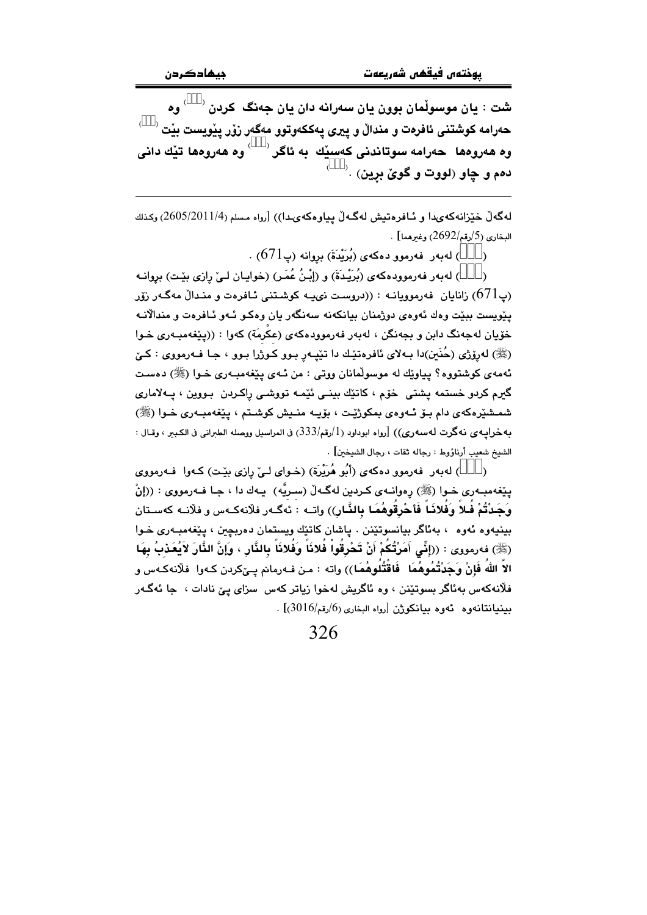شت : یان موسوڵمان بوون یان سەرانە دان یان جەنگ کردن [] وە حەرامە کوشتنی ئافرەت و منداڵ و پیری پەککەوتوو مەگەر زۆر پێویست بێت [] وە هەروەها حەرامە سوتاندنی کەسێك بە ئاگر [] وە هەروەها تێك دانی دەم و چاو (لووت و گوێ برین) . []

---

لەگەڵ خێزانەکەیدا و ئافرەتیش لەگەڵ پیاوەکەیدا)) [رواه مسلم (2605/2011/4) وكذلك البخاري (5/رقم/2692) وغيرهما] .

([]) لەبەر فەرموو دەکەی (بُرَیْدَةَ) بروانە (پ671) .

([]) لەبەر فەرموودەکەی (بُرَیْدَةَ) و (إبْنُ عُمَر) (خوایان لێ ڕازی بێت) بروانە (پ671) زانایان فەرموویانە : ((دروست نیيە کوشتنی ئافرەت و منداڵ مەگەر زۆر پێویست ببێت وەك ئەوەی دوژمنان بیانکەنە سەنگەر یان وەکو ئەو ئافرەت و منداڵانە خۆیان لەجەنگ دابن و بجەنگن ، لەبەر فەرموودەکەی (عِکْرِمَة) کەوا : ((پێغەمبەری خوا (ﷺ) لەڕۆژی (حُنَین)دا بەلای ئافرەتێك دا تێپەڕ بوو کوژرا بوو ، جا فەرمووی : کێ ئەمەی کوشتووە؟ پیاوێك لە موسوڵمانان ووتی : من ئەی پێغەمبەری خوا (ﷺ) دەست گیرم کردو خستمە پشتی خۆم ، کاتێك بینی ئێمە تووشی ڕاکردن بووین ، پەلاماری شمشێرەکەی دام بۆ ئەوەی بمکوژێت ، بۆیە منیش کوشتم ، پێغەمبەری خوا (ﷺ) بەخراپەی نەگرت لەسەری)) [رواه ابوداود (1/رقم/333) في المراسيل ووصله الطبراني في الكبير ، وقال : الشيخ شعيب أرناؤوط : رجاله ثقات ، رجال الشيخين] .

([]) لەبەر فەرموو دەکەی (أَبُو هُرَیْرَة) (خوای لێ ڕازی بێت) کەوا فەرمووی پێغەمبەری خوا (ﷺ) ڕەوانەی کردین لەگەڵ (سریَّە) یەك دا ، جا فەرمووی : ((**إِنْ وَجَدْتُمْ فُلاناً وَفُلاناً فَأَحْرِقُوهُمَا بِالنَّارِ**)) واتە : ئەگەر فلانەکەس و فلانە کەستان بینیەوە ئەوە ، بەئاگر بیانسوتێنن . پاشان کاتێك ویستمان دەربچین ، پێغەمبەری خوا (ﷺ) فەرمووی : ((**إِنِّي أَمَرْتُكُمْ أَنْ تَحْرِقُوا فُلاناً وَفُلاناً بِالنَّارِ ، وَإِنَّ النَّارَ لاَيُعَذِبُ بِهَا الاَّ اللهُ فَإِنْ وَجَدْتُمُوهُمَا فَاقْتُلُوهُمَا**)) واتە : من فەرمانم پێکردن کەوا فلانەکەس و فلانەکەس بەئاگر بسوتێنن ، وە ئاگریش لەخوا زیاتر کەس سزای پێ نادات ، جا ئەگەر بینیانتانەوە ئەوە بیانکوژن [رواه البخاري (6/رقم/3016)] .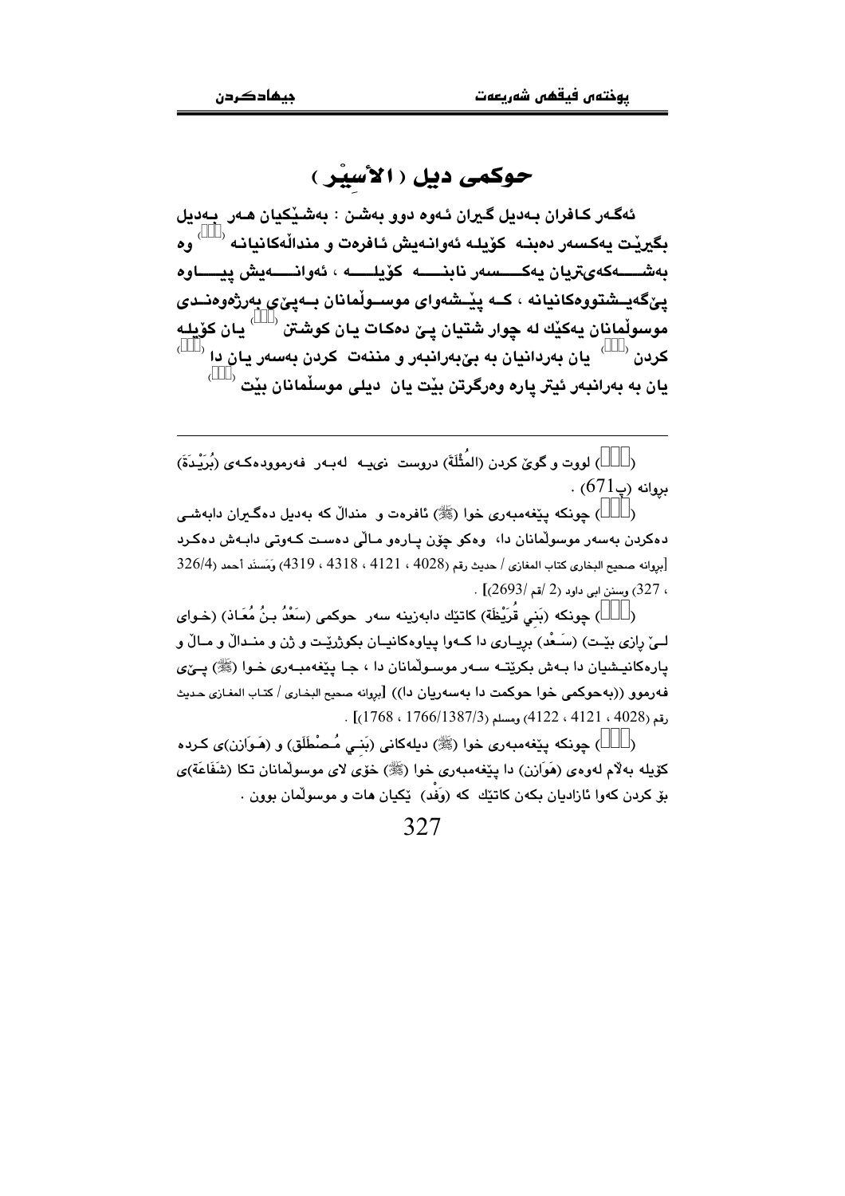# حوكمی دیل ( الأسِیْر )

**ئەگەر كافران بەدیل گیران ئەوە دوو بەشن : بەشێكیان هەر بەدیل بگیرێت یەكسەر دەبنە كۆیلە ئەوانەیش ئافرەت و منداڵەكانیانە ( ) وە بەشەكەیتریان یەكسەر نابنە كۆیلە ، ئەوانەیش پیاوە پێگەیشتووەكانیانە ، كە پێشەوای موسوڵمانان بەپێی بەرژەوەندی موسوڵمانان یەكێك لە چوار شتیان پێ دەكات یان كوشتن ( ) یان كۆیلە كردن ( ) یان بەردانیان بە بێبەرانبەر و مننەت كردن بەسەر یان دا ( ) یان بە بەرانبەر ئیتر پارە وەرگرتن بێت یان دیلی موسڵمانان بێت ( )**

---

( ) لووت و گوێ كردن (المُثْلَة) دروست نییە لەبەر فەرموودەكەی (بُرَیْدَة) بڕوانە (پ671) .

( ) چونكە پێغەمبەری خوا (ﷺ) ئافرەت و منداڵ كە بەدیل دەگیران دابەشی دەكردن بەسەر موسوڵمانان دا، وەكو چۆن پارەو ماڵی دەست كەوتی دابەش دەكرد [بڕوانە صحيح البخاري كتاب المغازي / حديث رقم (4028 ، 4121 ، 4318 ، 4319) وَمَسنَد أحمد (326/4 ، 327) وسنن ابي داود (2 /قم /2693)] .

( ) چونكە (بَنِي قُرَیْظَة) كاتێك دابەزینە سەر حوكمی (سَعْدُ بنُ مُعَاذ) (خوای لێ رازی بێت) (سَعْد) بڕیاری دا كەوا پیاوەكانیان بكوژرێت و ژن و منداڵ و ماڵ و پارەكانیشیان دا بەش بكرێتە سەر موسوڵمانان دا ، جا پێغەمبەری خوا (ﷺ) پێی فەرموو ((بەحوكمی خوا حوكمت دا بەسەریان دا)) [بڕوانە صحيح البخاري / كتاب المغازي حديث رقم (4028 ، 4121 ، 4122) ومسلم (1766/1387/3 ، 1768)] .

( ) چونكە پێغەمبەری خوا (ﷺ) دیلەكانی (بَنِي مُصْطَلَق) و (هَوَازِن)ی كردە كۆیلە بەلام لەوەی (هَوَازِن) دا پێغەمبەری خوا (ﷺ) خۆی لای موسوڵمانان تكا (شَفَاعَة)ی بۆ كردن كەوا ئازادیان بكەن كاتێك كە (وَفْد) ێكیان هات و موسوڵمان بوون .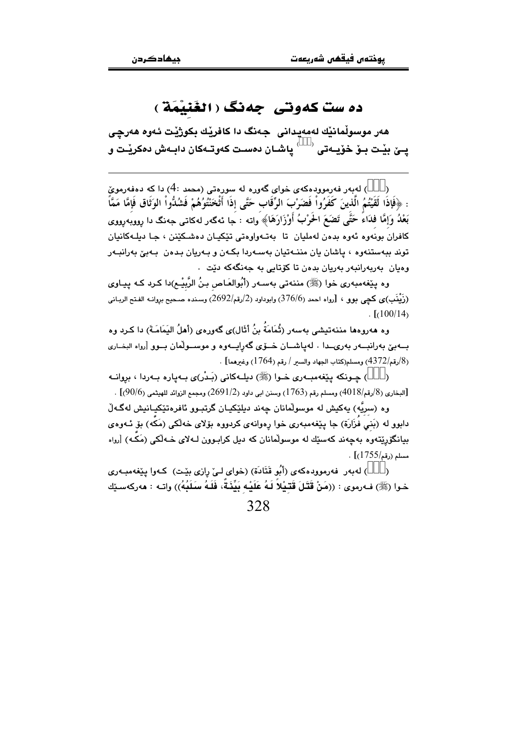## دە ست كەوتى جەنگ ( الغَنيْمَة )

هەر موسوڵمانێك لەمەیدانی جەنگ دا كافرێك بكوژێت ئەوە هەرچی پـێ بێـت بـۆ خۆیـەتی ([]) پاشـان دەسـت كەوتـەكان دابـەش دەكرێـت و

---

([]) لەبەر فەرموودەكەی خوای گەورە لە سورەتی (محمد :4) دا كە دەفەرمویّ : ﴿فَإِذَا لَقِيتُمُ الَّذِينَ كَفَرُواْ فَضَرْبَ الرِّقَابِ حَتَّى إِذَا أَثْخَنتُمُوهُمْ فَشُدُّواْ الْوَثَاقَ فَإِمَّا مَنًّا بَعْدُ وَإِمَّا فِدَاءً حَتَّى تَضَعَ الْحَرْبُ أَوْزَارَهَا﴾ واتە : جا ئەگەر لەكاتی جەنگ دا ڕووبەڕووی كافران بونەوە ئەوە بدەن لەملیان تا بەتـەواوەتی تێكیـان دەشـكێنن ، جـا دیلـەكانیان توند ببەستنەوە ، پاشان یان منـنـەتیان بەسـەردا بكـەن و بـەریان بـدەن بـەبێ بەرانبـەر وەیان بەربەرانبەر بەریان بدەن تا كۆتایی بە جەنگەكە دێت .

وە پێغەمبەری خوا (ﷺ) مننەتی بەسـەر (أبُوالعَـاص بـنُ الرَّبيْـع)دا كـرد كـە پیـاوی (زَيْنَب)ی كچی بوو ، [رواه احمد (376/6) وابوداود (2/رقم/2692) وسنده صحيح بروانـه الفتح الربـانی (100/14)] .

وە هەروەها مننەتیشی بەسەر (ثُمَامَةُ بنُ أثَال)ی گەورەی (أهلُ اليَمَامَـةِ) دا كـرد وە بـەبێ بەرانبـەر بەری‌دا . لەپاشـان خـۆی گەڕایـەوە و موسـوڵمان بـوو [رواه البخـاری (8/رقم/4372) ومسلم(كتاب الجهاد والسير / رقم (1764) وغيرهما] .

([]) چـونكە پێغەمبـەری خـوا (ﷺ) دیلـەكانی (بَـدْر)ی بـەپارە بـەردا ، بروانـە [البخاری (8/رقم/4018) ومسلم رقم (1763) وسنن ابی داود (2691/2) ومجمع الزوائد للهيثمی (90/6)] .

وە (سريَّە) یەكیش لە موسوڵمانان چەند دیلێكیـان گرتبـوو ئافرەتێكیـانیش لەگـەڵ دابوو لە (بَنِي فُزَارَة) جا پێغەمبەری خوا ڕەوانەی كردووە بۆلای خەڵكی (مَكّە) بۆ ئـەوەی بیانگۆڕێتەوە بەچەند كەسێك لە موسوڵمانان كە دیل كرابـوون لـەلای خـەڵكی (مَكّـە) [رواه مسلم (رقم/1755)] .

([]) لەبەر فەرموودەكەی (أبُو قَتَادَة) (خوای لیّ ڕازی بێـت) كـەوا پێغەمبـەری خـوا (ﷺ) فـەرموی : ((مَنْ قَتَلَ قَتِيْلاً لَـهُ عَلَيْـه بَيِّنَـةٌ، فَلَـهُ سَلَبُهُ)) واتـە : هەركەسـێك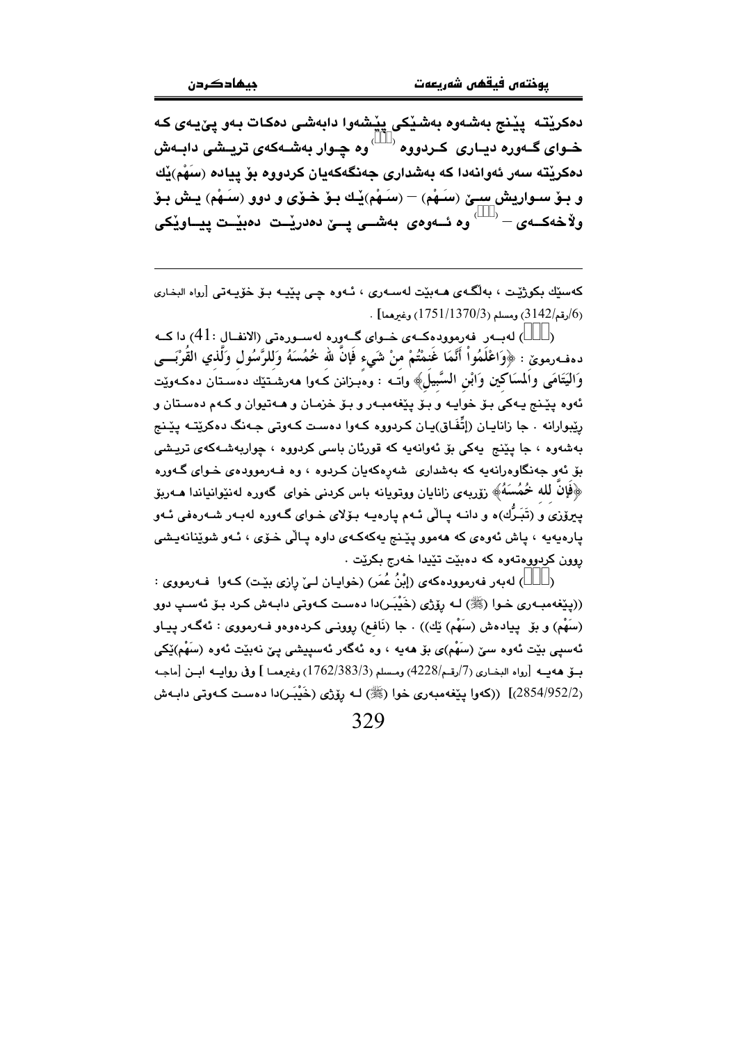دەكرێتـە  پێنج بەشەوە بەشێكی پێشەوا دابەشی دەكات بەو پێیەی كە خـوای گـەورە دیـاری  كـردووە ([]) وە چـوار بەشـەكەی تریـشی دابـەش دەكرێتە سەر ئەوانەدا كە بەشداری جەنگەكەیان كردووە بۆ پیادە (سَهْم)ێك و بـۆ سـواریش سـێ (سَـهْم) – (سَـهْم)ێـك بـۆ خـۆی و دوو (سَـهْم) یـش بـۆ ولاٌخەكـەی – ([]) وە ئـەوەی  بەشـی پـێ دەدرێـت  دەبێـت پیـاوێكی

---

كەسێك بكوژێت ، بەڵگەی هـەبێت لەسـەری ، ئـەوە چـی پێیـە بـۆ خۆیـەتی [رواه البخاري (6/رقم/3142) ومسلم (1751/1370/3) وغيرهما] .

([]) لەبـەر  فەرموودەكـەی خـوای گـەورە لەسـورەتی (الانفـال :41) دا كـە دەفـەرموێ : ﴿وَاعْلَمُواْ أَنَّمَا غَنِمْتُم مِّن شَيْءٍ فَأَنَّ لِلّهِ خُمُسَهُ وَلِلرَّسُولِ وَلِذِي الْقُرْبَى وَالْيَتَامَى وَالْمَسَاكِينِ وَابْنِ السَّبِيلِ﴾ واتـە : وەبـزانن كـەوا هەرشـتێك دەسـتان دەكـەوێت ئەوە پێنج یـەكی بـۆ خوایـە و بـۆ پێغەمبـەر و بـۆ خزمـان و هـەتیوان و كـەم دەسـتان و رێبوارانە . جا زانایـان (إتِّفَـاق)یـان كـردووە كـەوا دەسـت كـەوتی جـەنگ دەكرێتـە پێنج بەشەوە ، جا پێنج  یەكی بۆ ئەوانەیە كە قورئان باسی كردووە ، چواربەشـەكەی تریـشی بۆ ئەو جەنگاوەرانەیە كە بەشداری  شەرەكەیان كـردوە ، وە فـەرموودەی خـوای گـەورە ﴿فَأَنَّ لله خُمُسَهُ﴾ زۆربەی زانایان ووتویانە باس كردنی خوای  گەورە لەنێوانیاندا هـەربۆ پیرۆزی و (تَبَـرُّك)ە و دانـە پـاڵی ئـەم پارەیـە بـۆلای خـوای گـەورە لەبـەر شـەرەفی ئـەو پارەیەیە ، پاش ئەوەی كە هەموو پێنج یەكەكەی داوە پـاڵی خـۆی ، ئـەو شوێنانەیـشی روون كردووەتەوە كە دەبێت تێیدا خەرج بكرێت .

([]) لەبەر فەرموودەكەی (إبْنُ عُمَر) (خوایـان لـێ رازی بێـت) كـەوا  فـەرمووی : ((پێغەمبـەری خـوا (ﷺ) لـە رۆژی (خَيْبَـر)دا دەسـت كـەوتی دابـەش كـرد بـۆ ئەسـپ دوو (سَهْم) و بۆ  پیادەش (سَهْم) ێك)) . جا (نَافِع) روونـی كـردەوەو فـەرمووی : ئەگـەر پیـاو ئەسپی بێت ئەوە سێ (سَهْم)ی بۆ هەیە ، وە ئەگەر ئەسپیشی پێ نەبێت ئەوە (سَهْم)ێكی بـۆ هەیـە [رواه البخـاري (7/رقـم/4228) ومـسلم (1762/383/3) وغيرهمـا ] وفي روايـە ابـن [ماجـە (2854/952/2)] ((كەوا پێغەمبەری خوا (ﷺ) لـە رۆژی (خَيْبَـر)دا دەسـت كـەوتی دابـەش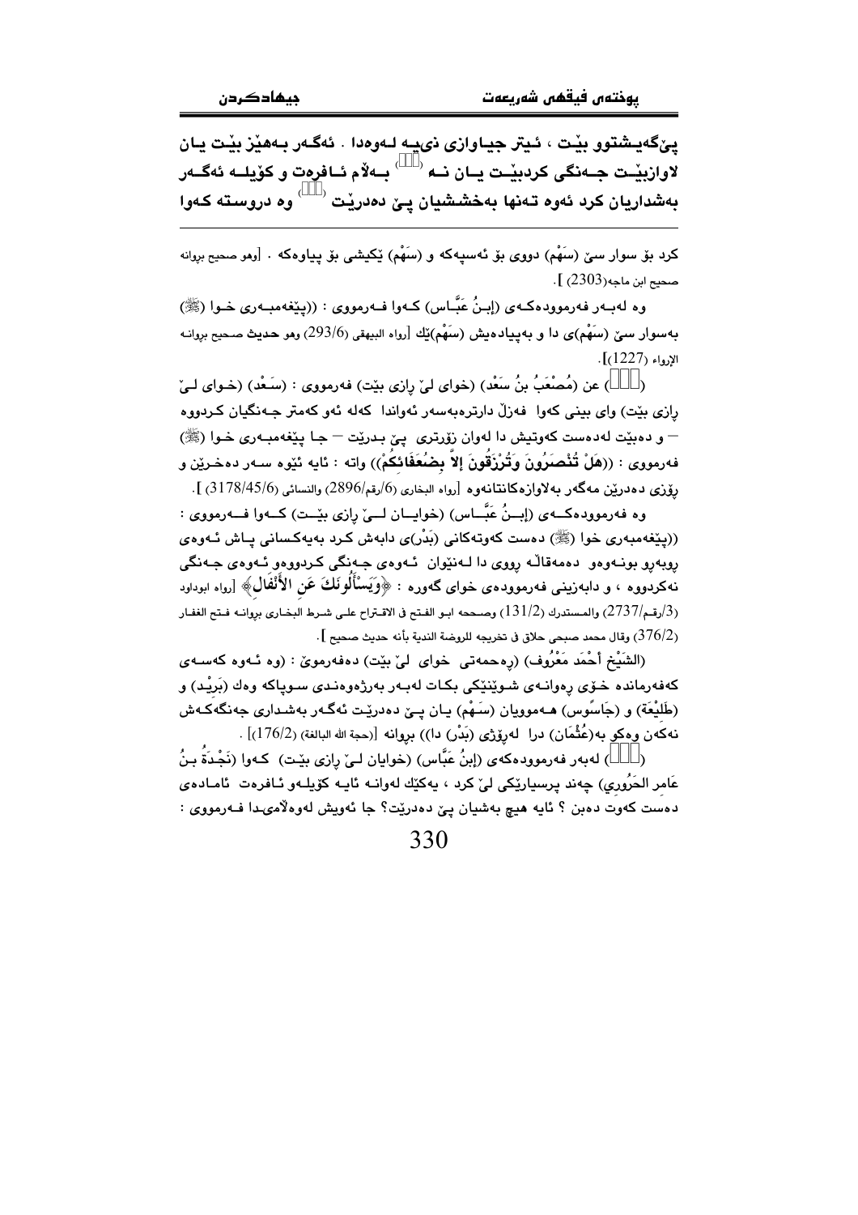پێگەیشتوو بێت ، ئیتر جیاوازی نییە لەوەدا . ئەگەر بەهێز بێت یان لاوازبێت جەنگی کردبێت یان نە ( ) بەلام ئافرەت و کۆیلە ئەگەر بەشداریان کرد ئەوە تەنها بەخششیان پێ دەدرێت ( ) وە دروستە کەوا

---

کرد بۆ سوار سێ (سَهْم) دووی بۆ ئەسپەکە و (سَهْم) ێکیشی بۆ پیاوەکە . [وهو صحيح بروانه صحيح ابن ماجه(2303) ].

وە لەبەر فەرموودەکەی (إبـنُ عَبَّـاس) کەوا فەرمووی : ((پێغەمبەری خوا (ﷺ) بەسوار سێ (سَهْم)ی دا و بەپیادەیش (سَهْم)ێك [رواه البيهقي (293/6) وهو حديث صحيح بروانه الإرواء (1227)].

( ) عن (مُصْعَبُ بنُ سَعْد) (خوای لێ رازی بێت) فەرمووی : (سَعْد) (خوای لێ رازی بێت) وای بینی کەوا فەزڵ دارترەبەسەر ئەواندا کەلە ئەو کەمتر جەنگیان کردووە — و دەبێت لەدەست کەوتیش دا لەوان زۆرتری پێ بدرێت — جا پێغەمبەری خوا (ﷺ) فەرمووی : ((هَلْ تُنْصَرُونَ وَتُرْزَقُونَ إلاَّ بِضُعَفَائِكُمْ)) واتە : ئایە ئێوە سەر دەخرێن و رۆزی دەدرێن مەگەر بەلاوازەکانتانەوە [رواه البخاري (6/رقم/2896) والنسائي (3178/45/6) ].

وە فەرموودەکەی (إبـنُ عَبَّـاس) (خوایان لێ رازی بێت) کەوا فەرمووی : ((پێغەمبەری خوا (ﷺ) دەست کەوتەکانی (بَدْر)ی دابەش کرد بەیەکسانی پاش ئەوەی روبەرو بونەوەو دەمەقاڵە رووی دا لەنێوان ئەوەی جەنگی کردووەو ئەوەی جەنگی نەکردووە ، و دابەزینی فەرموودەی خوای گەورە : ﴿وَيَسْأَلُونَكَ عَنِ الأَنْفَالِ﴾ [رواه ابوداود (3/رقم/2737) والمستدرك (131/2) وصححه ابـو الفـتح في الاقـتراح علـى شـرط البخـاري بروانـه فـتح الغفـار (376/2) وقال محمد صبحي حلاق في تخريجه للروضة الندية بأنه حديث صحيح ].

(الشَيْخ أحْمَد مَعْرُوف) (رەحمەتی خوای لێ بێت) دەفەرموێ : (وە ئەوە کەسەی کەفەرماندە خۆی رەوانەی شوێنێکی بکات لەبەر بەرژەوەندی سوپاکە وەك (بَرِيْد) و (طَلِيْعَة) و (جَاسُوس) هەموویان (سَهْم) یان پێ دەدرێت ئەگەر بەشداری جەنگەکەش نەکەن وەکو بە(عُثْمَان) درا لەرۆژی (بَدْر) دا)) بروانە [حجة الله البالغة (176/2)] .

( ) لەبەر فەرموودەکەی (إبنُ عَبَّاس) (خوایان لێ رازی بێت) کەوا (نَجْدَةُ بنُ عَامِر الحَرُوري) چەند پرسیارێکی لێ کرد ، یەکێك لەوانە ئایە کۆیلەو ئافرەت ئامادەی دەست کەوت دەبن ؟ ئایە هیچ بەشیان پێ دەدرێت؟ جا ئەویش لەوەلامیدا فەرمووی :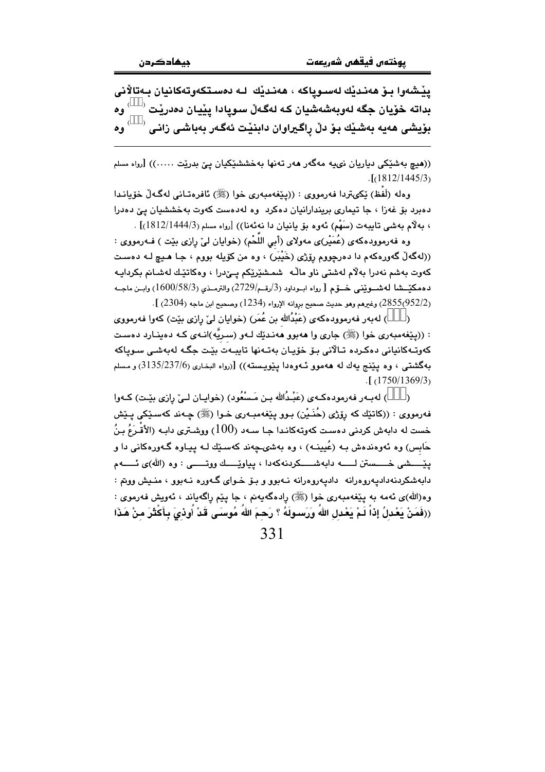**پێشەوا بۆ هەندێك لەسوپاكە ، هەندێك لە دەستكەوتەكانیان بەتاڵانی بداتە خۆیان جگە لەوبەشەشیان كە لەگەڵ سوپادا پێیان دەدرێت ([ ]) وە بۆیشی هەیە بەشێك بۆ دڵ ڕاگیراوان دابنێت ئەگەر بەباشی زانی ([ ]) وە**

((هیچ بەشێكی دیاریان نیە مەگەر هەر تەنها بەخششێكیان پێ بدرێت ......)) [رواه مسلم (1812/1445/3)].

وەلە (لَفْظ) ێكیتردا فەرمووی : ((پێغەمبەری خوا (ﷺ) ئافرەتانی لەگەڵ خۆیاندا دەبرد بۆ غەزا ، جا تیماری بریندارانیان دەكرد وە لەدەست كەوت بەخششیان پێ دەدرا ، بەڵام بەشی تایبەت (سَهْم) ئەوە بۆ یانیان دا نەئەنا)) [رواه مسلم (1812/1444/3)] .

وە فەرموودەكەی (عُمَیْر)ی مەولای (أَبي اللَّحْم) (خوایان لێ ڕازی بێت ) فەرمووی : ((لەگەڵ گەورەكەم دا دەرچووم ڕۆژی (خَیْبَر) ، وە من كۆیلە بووم ، جا هیچ لە دەست كەوت بەشم نەدرا بەڵام لەشتی ناو ماڵە شمشێرێكم پێدرا ، وەكاتێك لەشانم بكردایە دەمكێشا لەشوێنی خۆم [ رواه ابوداود (3/رقم/2729) والترمذي (1600/58/3) وابن ماجه (952/2)2855) وغیرهم وهو حدیث صحیح بروانە الإرواء (1234) وصحیح ابن ماجه (2304) ] .

([ ]) لەبەر فەرموودەكەی (عَبْدُالله بن عُمَر) (خوایان لێ ڕازی بێت) كەوا فەرمووی : ((پێغەمبەری خوا (ﷺ) جاری وا هەبوو هەندێك لەو (سریَّه)انەی كە دەینارد دەست كەوتەكانیانی دەكردە تاڵانی بۆ خۆیان بەتەنها تایبەت بێت جگە لەبەشی سوپاكە بەگشتی ، وە پێنج یەك لە هەموو ئەوەدا پێویستە)) [(رواه البخاري (3135/237/6) و مسلم (1750/1369/3)].

([ ]) لەبەر فەرمودەكەی (عَبْدُالله بن مَسْعُود) (خوایان لێ ڕازی بێت) كەوا فەرمووی : ((كاتێك كە ڕۆژی (حُنَیْن) بوو پێغەمبەری خوا (ﷺ) چەند كەسێكی پێش خست لە دابەش كردنی دەست كەوتەكاندا جا سەد (100) ووشتری دابە (الأَقْرَعُ بنُ حَابِس) وە ئەوەندەش بە (عُیینە) ، وە بەشیچەند كەسێك لە پیاوە گەورەكانی دا و پێشی خستن لە دابەشكردنەكەدا ، پیاوێك ووتی : وە (الله)ی ئەم دابەشكردنەدادپەروەرانە دادپەروەرانە نەبوو و بۆ خوای گەورە نەبوو ، منیش ووتم : وە(الله)ی ئەمە بە پێغەمبەری خوا (ﷺ) ڕادەگەیەنم ، جا پێیم ڕاگەیاند ، ئەویش فەرموی : **((فَمَنْ يَعْدِلُ إِذَا لَمْ يَعْدِلِ اللهُ وَرَسولُهُ ؟ رَحِمَ اللهُ مُوسَى قَدْ أُوذِيَ بِأَكْثَرَ مِنْ هَذَا**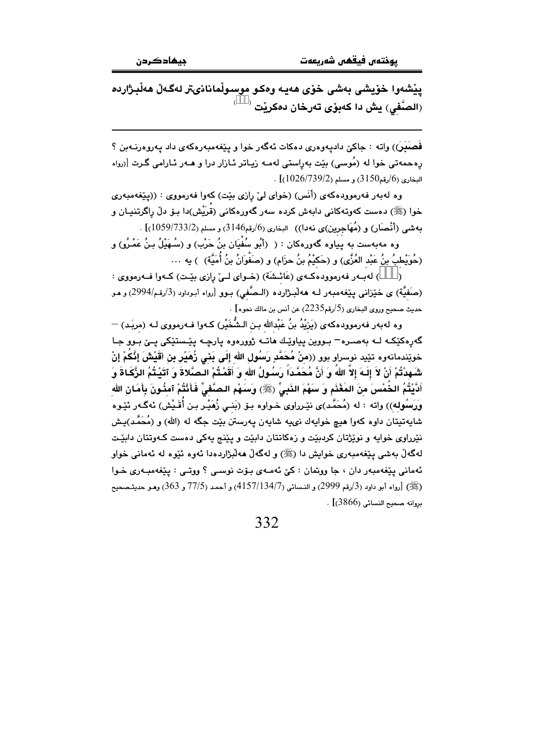پێشەوا خۆیشی بەشی خۆی هەیە وەکو موسوڵمانانیتر لەگەڵ هەڵبژاردە (الصَّفِي) یش دا کەبۆی تەرخان دەکرێت ([])

---

فَصَبَرَ)) واتە : جاکێ دادپەوەری دەکات ئەگەر خوا و پێغەمبەرەکەی داد پەروەرنەبن ؟ رەحمەتی خوا لە (مُوسى) بێت بەڕاستی لەمە زیاتر ئازار درا و هەر ئارامی گرت [رواه البخاري (6/رقم3150) و مسلم (1026/739/2)] .

وە لەبەر فەرموودەکەی (أَنَس) (خوای لێ ڕازی بێت) کەوا فەرمووی : ((پێغەمبەری خوا (ﷺ) دەست کەوتەکانی دابەش کردە سەر گەورەکانی (قُرَيْش)دا بۆ دڵ ڕاگرتنیان و بەشی (أَنْصَار) و (مُهَاجِرِين)ی نەدا)) . البخاري (6/رقم3146) و مسلم (1059/733/2)] .

وە مەبەست بە پیاوە گەورەکان : ( (أَبُو سُفْيَان بنُ حَرْب) و (سُهَيْلُ بنُ عَمْرُو) و (حُوَيْطِبُ بنُ عَبْدِ العُزَّى) و (حَكِيْمُ بنُ حِزَام) و (صَفْوَانُ بنُ أُمَيَّة) ) یە ...

([]) لەبەر فەرموودەکەی (عَائِشَة) (خوای لێ ڕازی بێت) کەوا فەرمووی : (صَفِيَّة) ی خێزانی پێغەمبەر لە هەڵبژاردە (الصَّفي) بوو [رواه أبوداود (3/رقم2994) و هو حديث صحيح وروى البخاري (5/رقم2235) عن أنس بن مالك نحوه] .

وە لەبەر فەرموودەکەی (يَزِيْدُ بنُ عَبْدِالله بن الشُّخَيْر) کەوا فەرمووی لە (مربَد) – گەڕەکێکە لە بەصرە – بووین پیاوێك هاتە ژوورەوە پارچە پێستێکی پێ بوو جا خوێندمانەوە تێید نوسراو بوو ((مِنْ مُحَمَّدٍ رَسُولِ اللهِ إِلَى بَنِي زُهَيْرِ بنِ أُقَيْشَ إِنَّكُمْ إِنْ شَهِدْتُمْ أَنْ لاَ إِلَهَ إِلاَّ اللهُ وَ أَنَّ مُحَمَّداً رَسُولُ اللهِ وَ أَقَمْتُمْ الصَّلاَةَ وَ آتَيْتُمُ الزَّكَاةَ وَ أَدَّيْتُمُ الخُمْسَ مِنَ المَغْنَمِ وَ سَهْمَ النَّبِيِّ (ﷺ) وَسَهْمَ الصَّفِيِّ فَأَنْتُمْ آمِنُونَ بِأَمَانِ اللهِ وَرَسُولِهِ)) واتە : لە (مُحَمَّد)ی نێرراوی خواوە بۆ (بَنِي زُهَيْر بن أُقَيْش) ئەگەر ئێوە شایەتیتان داوە کەوا هیچ خوایەك نییە شایەن پەرستن بێت جگە لە (الله) و (مُحَمَّد)یش نێرراوی خوایە و نوێژتان کردبێت و زەکاتتان دابێت و پێنج یەکی دەست کەوتتان دابێت لەگەڵ بەشی پێغەمبەری خوایش دا (ﷺ) و لەگەڵ هەڵبژاردەدا ئەوە ئێوە لە ئەمانی خواو ئەمانی پێغەمبەر دان ، جا وتمان : کێ ئەمەی بۆت نوسی ؟ ووتی : پێغەمبەری خوا (ﷺ) [رواه أبو داود (3/رقم 2999) و النسائي (4157/134/7) و أحمد (77/5 و 363) وهو حديثصحيح بروانە صحيح النسائي (3866)] .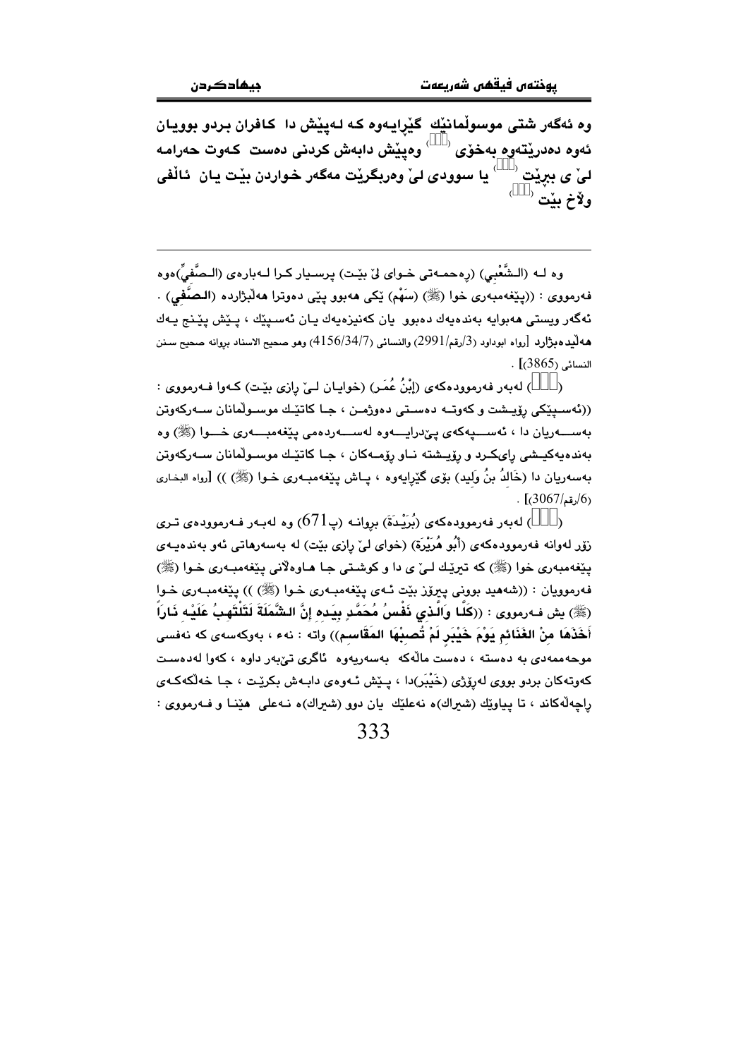**وە ئەگەر شتی موسوڵمانێك گێڕایەوە كە لەپێش دا كافران بردو بوویان ئەوە دەدرێتەوە بەخۆی ⁽⁾ وەپێش دابەش كردنی دەست كەوت حەرامە لیّ ی ببڕێت ⁽⁾ یا سوودی لیّ وەربگرێت مەگەر خواردن بێت یان ئاڵفی وڵاخ بێت ⁽⁾**

---

وە لـە (الـشَّعْبِي) (رەحمـەتی خـوای لیّ بێـت) پرسـیار كـرا لـەبارەی (الـصَّفِيِّ)ەوە فەرمووی : ((پێغەمبەری خوا (ﷺ) (سَهْم) ێكی هەبوو پێی دەوترا هەڵبژاردە (**الـصَّفِي**) . ئەگەر ویستی هەبوایە بەندەیەك دەبوو یان كەنیزەیەك یـان ئەسـپێك ، پـێش پێـنج یـەك هەڵیدەبژارد [رواه ابوداود (3/رقم/2991) والنسائی (4156/34/7) وهو صحیح الاسناد بروانه صحیح سنن النسائی (3865)] .

(⁽⁾) لەبەر فەرموودەكەی (إِبْنُ عُمَـر) (خوایـان لـیّ ڕازی بێـت) كـەوا فـەرمووی : ((ئەسـپێكی ڕۆیـشت و كەوتـە دەسـتی دەوژمـن ، جـا كاتێـك موسـوڵمانان سـەركەوتن بەسـەریان دا ، ئەسـپەكەی پـێدرایـەوە لەسـەردەمی پێغەمبـەری خـوا (ﷺ) وە بەندەیەكیـشی ڕایكـرد و ڕۆیـشتە نـاو ڕۆمـەكان ، جـا كاتێـك موسـوڵمانان سـەركەوتن بەسەریان دا (خَالدُ بنُ وَلِید) بۆی گێڕایەوە ، پـاش پێغەمبـەری خـوا (ﷺ) )) [رواه البخاری (6/رقم/3067)] .

(⁽⁾) لەبەر فەرموودەكەی (بُرَيْـدَة) بڕوانـە (پ671) وە لەبـەر فـەرموودەی تـری زۆر لەوانە فەرموودەكەی (أَبُو هُرَيْرَة) (خوای لیّ ڕازی بێت) لە بەسەرهاتی ئەو بەندەیـەی پێغەمبەری خوا (ﷺ) كە تیرێـك لـیّ ی دا و كوشـتی جـا هـاوەڵانی پێغەمبـەری خـوا (ﷺ) فەرموویان : ((شەهید بوونی پیرۆز بێت ئـەی پێغەمبـەری خـوا (ﷺ) )) پێغەمبـەری خـوا (ﷺ) یش فـەرمووی : ((**كَلَّا وَالَّذِي نَفْسُ مُحَمَّدٍ بِيَدِهِ إِنَّ الشَّمْلَةَ لَتَلْتَهِبُ عَلَيْهِ نَاراً أَخَذَهَا مِنْ الغَنَائِمِ يَوْمَ خَيْبَرٍ لَمْ تُصِبْهَا المَقَاسِم**)) واتە : نەء ، بەوكەسەی كە نەفسی موحەممەدی بە دەستە ، دەست ماڵەكە بەسەریەوە ئاگری تیّبەر داوە ، كەوا لەدەست كەوتەكان بردو بووی لەڕۆژی (خَيْبَر)دا ، پـێش ئـەوەی دابـەش بكرێـت ، جـا خەڵكـەكەی ڕاچەڵەكاند ، تا پیاوێك (شیراك)ە نەعلێك یان دوو (شیراك)ە نـەعلی هێنـا و فـەرمووی :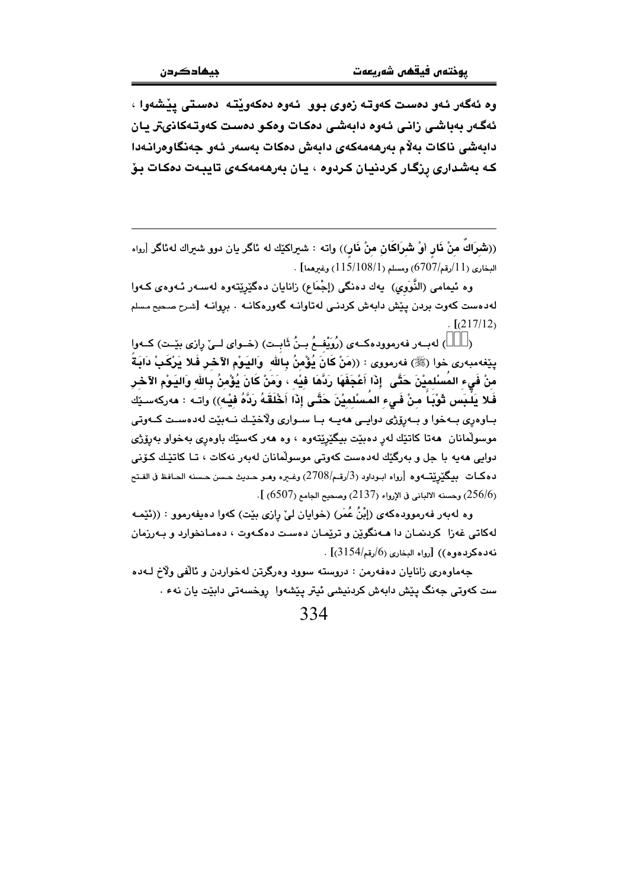وە ئەگەر ئەو دەست کەوتە زەوی بوو ئەوە دەکەوێتە دەستی پێشەوا ، ئەگەر بەباشی زانی ئەوە دابەشی دەکات وەکو دەست کەوتەکانیتر یان دابەشی ناکات بەڵام بەرهەمەکەی دابەش دەکات بەسەر ئەو جەنگاوەرانەدا کە بەشداری ڕزگار کردنیان کردوە ، یان بەرهەمەکەی تایبەت دەکات بۆ

---

((**شِرَاكٌ مِنْ نَارٍ أَوْ شِرَاكَانِ مِنْ نَارٍ**)) واتە : شیراکێك لە ئاگر یان دوو شیراك لەئاگر [رواه البخاري (11/رقم/6707) ومسلم (115/108/1) وغيرهما] .

وە ئیمامی (النَّوَوِي) یەك دەنگی (إِجْمَاع) زانایان دەگێڕێتەوە لەسەر ئەوەی کەوا لەدەست کەوت بردن پێش دابەش کردنی لەتاوانە گەورەکانە . بڕوانە [شرح صحيح مسلم (217/12)] .

(   ) لەبەر فەرموودەکەی (رُوَيْفِعُ بنُ ثَابِت) (خوای لێ ڕازی بێت) کەوا پێغەمبەری خوا (ﷺ) فەرمووی : ((**مَنْ كَانَ يُؤْمِنُ بِاللهِ وَاليَوْمِ الآخِرِ فَلا يَرْكَبْ دَابَةً مِنْ فَيءِ المُسْلِمِيْنَ حَتَّى إِذَا أَعْجَفَهَا رَدَّهَا فِيْهِ ، وَمَنْ كَانَ يُؤْمِنُ بِاللهِ وَاليَوْمِ الآخِرِ فَلا يَلْبَس ثَوْبَاً مِنْ فَيءِ المُسْلِمِيْنَ حَتَّى إِذَا أَخْلَقَهُ رَدَّهُ فِيْهِ**)) واتە : هەرکەسێك باوەڕی بەخوا و بەڕۆژی دوایی هەیە با سواری وڵاخێك نەبێت لەدەست کەوتی موسوڵمانان هەتا کاتێك لەڕ دەبێت بیگێڕێتەوە ، وە هەر کەسێك باوەڕی بەخوا و بەڕۆژی دوایی هەیە با جل و بەرگێك لەدەست کەوتی موسوڵمانان لەبەر نەکات ، تا کاتێك کۆنی دەکات بیگێڕێتەوە [رواه ابوداود (3/رقم/2708) وغيره وهو حديث حسن حسنه الحافظ في الفتح (256/6) وحسنه الالباني في الإرواء (2137) وصحيح الجامع (6507) ].

وە لەبەر فەرموودەکەی (إِبْنُ عُمَر) (خوایان لێ ڕازی بێت) کەوا دەیفەرموو : ((ئێمە لەکاتی غەزا کردنمان دا هەنگوین و ترێمان دەست دەکەوت ، دەمانخوارد و بەرزمان نەدەکردەوە)) [رواه البخاري (6/رقم/3154)] .

جەماوەری زانایان دەفەرمن : دروستە سوود وەرگرتن لەخواردن و ئاڵفی وڵاخ لەدەست کەوتی جەنگ پێش دابەش کردنیشی ئیتر پێشەوا ڕوخسەتی دابێت یان نەء .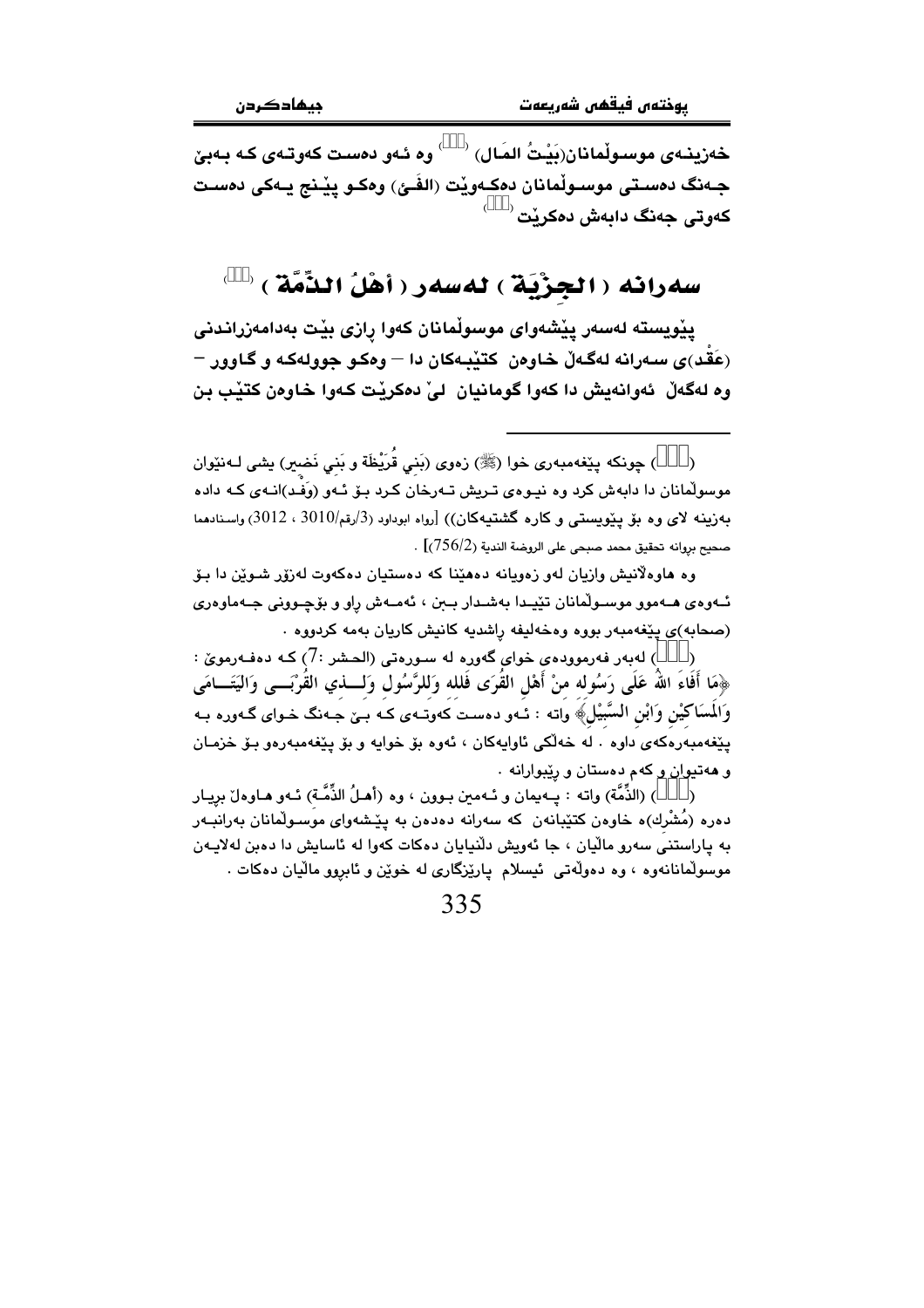خەزینەی موسوڵمانان(بَيْتُ المَال) ([ ]) وە ئەو دەست کەوتەی کە بەبێ جەنگ دەستی موسوڵمانان دەکەوێت (الفَئ) وەکو پێنج یەکی دەست کەوتی جەنگ دابەش دەکرێت ([ ])

## سەرانە (الجِزْيَة) لەسەر (أهْلُ الذِّمَّة) ([ ])

پێویستە لەسەر پێشەوای موسوڵمانان کەوا ڕازی بێت بەدامەزراندنی (عَقْد)ی سەرانە لەگەڵ خاوەن کتێبەکان دا – وەکو جوولەکە و گاوور – وە لەگەڵ ئەوانەیش دا کەوا گومانیان لێ دەکرێت کەوا خاوەن کتێب بن

---

([ ]) چونکە پێغەمبەری خوا (ﷺ) زەوی (بَني قُرَيْظَة و بَني نَضير) یشی لەنێوان موسوڵمانان دا دابەش کرد وە نیوەی تریش تەرخان کرد بۆ ئەو (وَفْد)انەی کە دادە بەزینە لای وە بۆ پێویستی و کارە گشتیەکان)) [رواه ابوداود (3/رقم/3010 ، 3012) واسنادهما صحيح بروانە تحقيق محمد صبحي على الروضة الندية (756/2)] .

وە هاوەڵانیش وازیان لەو زەویانە دەهێنا کە دەستیان دەکەوت لەزۆر شوێن دا بۆ ئەوەی هەموو موسوڵمانان تێیدا بەشدار بەن ، ئەمەش ڕاو و بۆچوونی جەماوەری (صحابە)ی پێغەمبەر بووە وەخەلیفە ڕاشدیە کانیش کاریان بەمە کردووە .

([ ]) لەبەر فەرموودەی خوای گەورە لە سورەتی (الحشر :7) کە دەفەرموێ : ﴿مَا أَفَاءَ اللهُ عَلَى رَسُولِه مِنْ أَهْلِ القُرَى فَلله وَلِلرَّسُولِ وَلِـذِي القُرْبَـى وَاليَتَـامَى وَالمَسَاكِيْنِ وَابْنِ السَّبِيْلِ﴾ واتە : ئەو دەست کەوتەی کە بێ جەنگ خوای گەورە بە پێغەمبەرەکەی داوە . لە خەڵکی ئاوایەکان ، ئەوە بۆ خوایە و بۆ پێغەمبەرەو بۆ خزمان و هەتیوان و کەم دەستان و ڕێبوارانە .

([ ]) (الذِّمَّة) واتە : پەیمان و ئەمین بوون ، وە (أهلُ الذِّمَّة) ئەو هاوەڵ بڕیار دەرە (مُشْرك)ە خاوەن کتێبانەن کە سەرانە دەدەن بە پێشەوای موسوڵمانان بەرانبەر بە پاراستنی سەرو ماڵیان ، جا ئەویش دڵنیایان دەکات کەوا لە ئاسایش دا دەبن لەلایەن موسوڵمانانەوە ، وە دەوڵەتی ئیسلام پارێزگاری لە خوێن و ئابروو ماڵیان دەکات .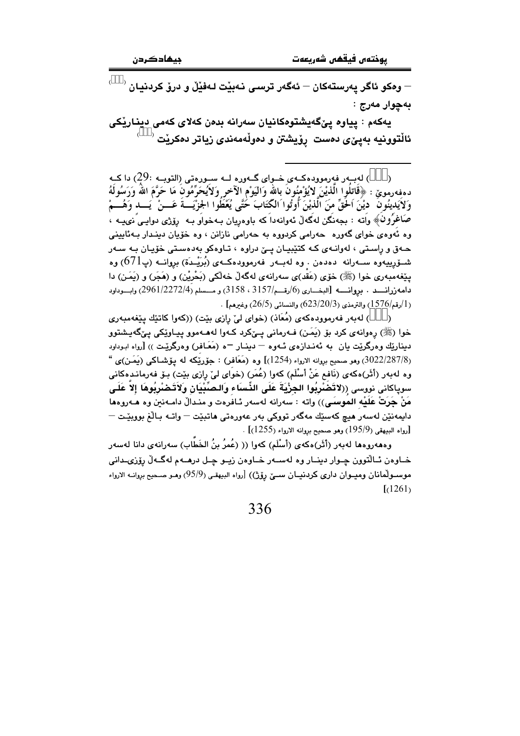– وەکو ئاگر پەرستەکان – ئەگەر ترسی نەبێت لەفێڵ و درۆ کردنیان ( )

بەچوار مەرج :

یەکەم : پیاوە پێگەیشتوەکانیان سەرانە بدەن کەلای کەمی دینارێکی ئاڵتوونیە بەپێی دەست ڕۆیشتن و دەوڵەمەندی زیاتر دەکرێت ( )

---

( ) لەبەر فەرموودەکەی خوای گەورە لە سورەتی (التوبە :29) دا کە دەفەرموێ : ﴿قَاتِلُوا الَّذِيْنَ لاَيُؤْمِنُونَ باللهِ وَاليَوْمِ الآخِرِ وَلاَيُحَرِّمُونَ مَا حَرَّمَ اللهُ وَرَسُولَهُ وَلاَيَدِيْنُونَ دِيْنَ الْحَقِّ مِنَ الَّذِيْنَ أُوتُوا الْكِتَابَ حَتَّى يُعْطُوا الجِزْيَةَ عَنْ يَدٍ وَهُمْ صَاغِرُونَ﴾ واتە : بجەنگن لەگەڵ ئەوانەدا کە باوەڕیان بەخواو بە ڕۆژی دوایی نیە ، وە ئەوەی خوای گەورە حەرامی کردووە بە حەرامی نازانن ، وە خۆیان دیندار بەئایینی حەق و ڕاستی ، لەوانەی کە کتێبیان پێ دراوە ، تاوەکو بەدەستی خۆیان بە سەر شۆڕییەوە سەرانە دەدەن . وە لەبەر فەرموودەکەی (بُرَيْدَة) بڕوانە (پ671) وە پێغەمبەری خوا (ﷺ) خۆی (عَقْد)ی سەرانەی لەگەڵ خەڵکی (بَحْرِيْن) و (هَجَر) و (يَمَن) دا دامەزراند . بڕوانە [البخاري (6/رقم/3157 ، 3158) و مسلم (2961/2272/4) وابوداود (1/رقم/1576) والترمذي (623/20/3) والنسائي (26/5) وغيرهم] .

( ) لەبەر فەرموودەکەی (مُعَاذ) (خوای لێ ڕازی بێت) ((کەوا کاتێك پێغەمبەری خوا (ﷺ) ڕەوانەی کرد بۆ (يَمَن) فەرمانی پێکرد کەوا لەهەموو پیاوێکی پێگەیشتوو دینارێك وەرگرێت یان بە ئەندازەی ئەوە – دینار –ە (مَعَافر) وەرگرێت )) [رواه ابوداود (3022/287/8) وهو صحيح بروانه الارواء (1254)] وە (مَعَافر) : جۆرێکە لە پۆشاکی (يَمَن)ی " وە لەبەر (أَثَر)ەکەی (نَافع عَنْ أَسْلَم) کەوا (عُمَر) (خوای لێ ڕازی بێت) بۆ فەرماندەکانی سوپاکانی نووسی ((**لاتَضْرِبُوا الجِزْيَةَ عَلَى النِّسَاءِ وَالصِّبْيَانِ وَلاتَضْرِبُوهَا إلاَّ عَلَى مَنْ جَرَتْ عَلَيْهِ المُوسَى**)) واتە : سەرانە لەسەر ئافرەت و منداڵ دامەنێن وە هەروەها دایمەنێن لەسەر هیچ کەسێك مەگەر تووکی بەر عەورەتی هاتبێت – واتە باڵغ بووبێت – [رواه البيهقي (195/9) وهو صحيح بروانه الارواء (1255)] .

وەهەروەها لەبەر (أَثَر)ەکەی (أَسْلَم) کەوا (( (عُمَرُ بنُ الخَطَّاب) سەرانەی دانا لەسەر خاوەن ئاڵتوون چوار دینار وە لەسەر خاوەن زیو چل درهەم لەگەڵ ڕۆزی‌دانی موسوڵمانان ومیوان داری کردنیان سێ ڕۆژ)) [رواه البيهقي (95/9) وهو صحيح بروانه الارواء (1261)]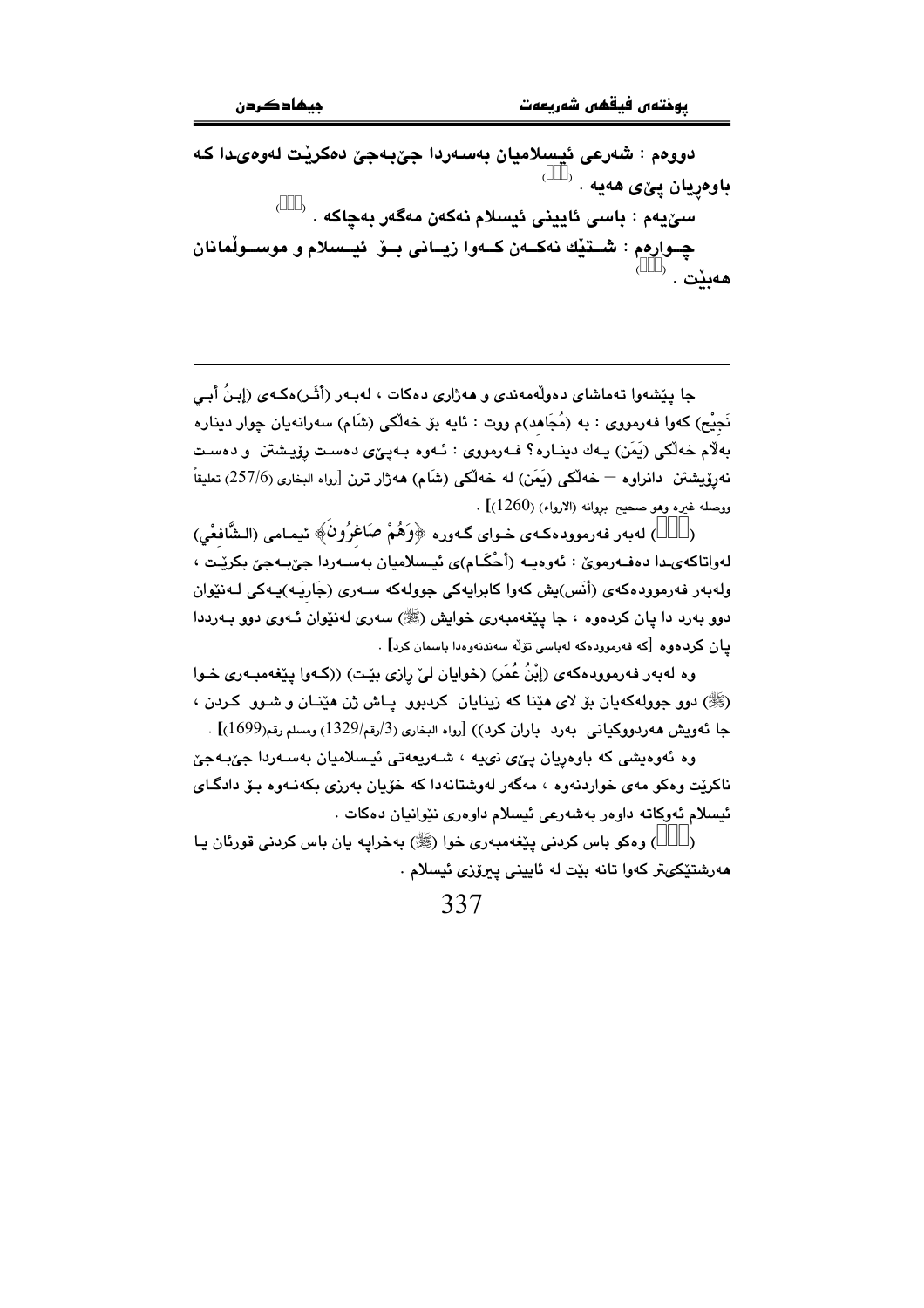دووەم : شەرعی ئیسلامیان بەسەردا جێبەجێ دەكرێت لەوەیدا كە باوەڕیان پێی هەیە . ()

سێیەم : باسی ئایینی ئیسلام نەكەن مەگەر بەچاكە . ()

چوارەم : شتێك نەكەن كەوا زیانی بۆ ئیسلام و موسوڵمانان هەبێت . ()

---

جا پێشەوا تەماشای دەوڵەمەندی و هەژاری دەكات ، لەبەر (أثَر)ەكەی (إبنُ أبي نَجِيْح) كەوا فەرمووی : بە (مُجَاهِد)م ووت : ئایە بۆ خەڵكی (شَام) سەرانەیان چوار دینارە بەڵام خەڵكی (يَمَن) یەك دینارە؟ فەرمووی : ئەوە بەپێی دەست ڕۆیشتن و دەست نەڕۆیشتن دانراوە – خەڵكی (يَمَن) لە خەڵكی (شَام) هەژار ترن [رواه البخاری (257/6) تعليقاً ووصله غيره وهو صحيح بروانە (الارواء) (1260)] .

() لەبەر فەرموودەكەی خوای گەورە ﴿وَهُمْ صَاغِرُونَ﴾ ئیمامی (الشَّافعْي) لەواتاكەیدا دەفەرموێ : ئەوەیە (أحْكَام)ی ئیسلامیان بەسەردا جێبەجێ بكرێت ، ولەبەر فەرموودەكەی (أنَس)یش كەوا كابرایەكی جوولەكە سەری (جَارِيَە)یەكی لەنێوان دوو بەرد دا پان كردەوە ، جا پێغەمبەری خوایش (ﷺ) سەری لەنێوان ئەوی دوو بەرددا پان كردەوە [كە فەرموودەكە لەباسی تۆڵە سەندنەوەدا باسمان كرد] .

وە لەبەر فەرموودەكەی (إبْنُ عُمَر) (خوایان لێ ڕازی بێت) ((كەوا پێغەمبەری خوا (ﷺ) دوو جوولەكەیان بۆ لای هێنا كە زینایان كردبوو پاش ژن هێنان و شوو كردن ، جا ئەویش هەردووكیانی بەرد باران كرد)) [رواه البخاري (3/رقم/1329) ومسلم رقم(1699)] .

وە ئەوەیشی كە باوەڕیان پێی نییە ، شەریعەتی ئیسلامیان بەسەردا جێبەجێ ناكرێت وەكو مەی خواردنەوە ، مەگەر لەوشتانەدا كە خۆیان بەرزی بكەنەوە بۆ دادگای ئیسلام ئەوكاتە داوەر بەشەرعی ئیسلام داوەری نێوانیان دەكات .

() وەكو باس كردنی پێغەمبەری خوا (ﷺ) بەخراپە یان باس كردنی قورئان یا هەرشتێكیتر كەوا تانە بێت لە ئایینی پیرۆزی ئیسلام .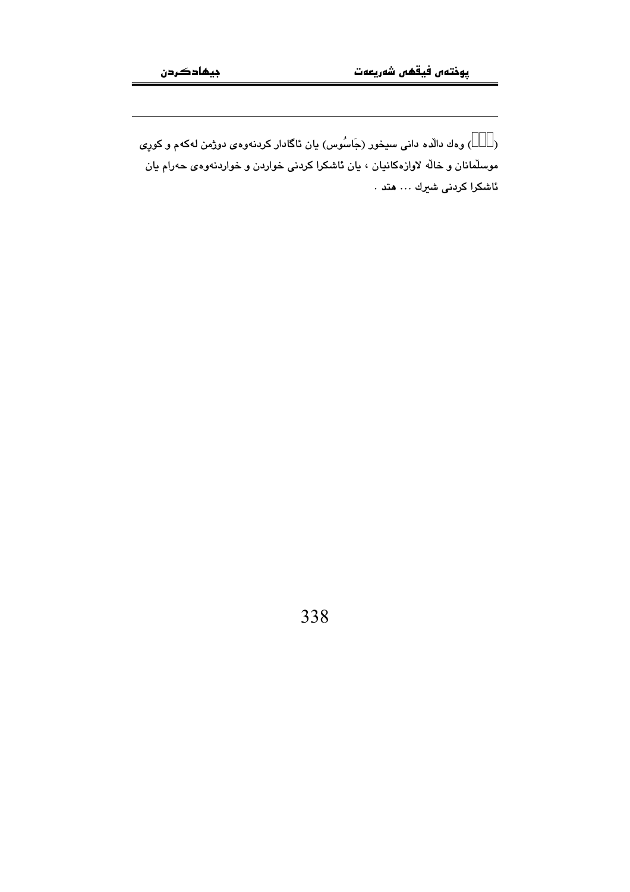(□□□) وەك دالْدە دانی سیخور (جَاسُوس) یان ئاگادار كردنەوەی دوژمن لەكەم و كوڕی موسڵمانان و خاڵە لاوازەكانیان ، یان ئاشكرا كردنی خواردن و خواردنەوەی حەرام یان ئاشكرا كردنی شیرك ... هتد .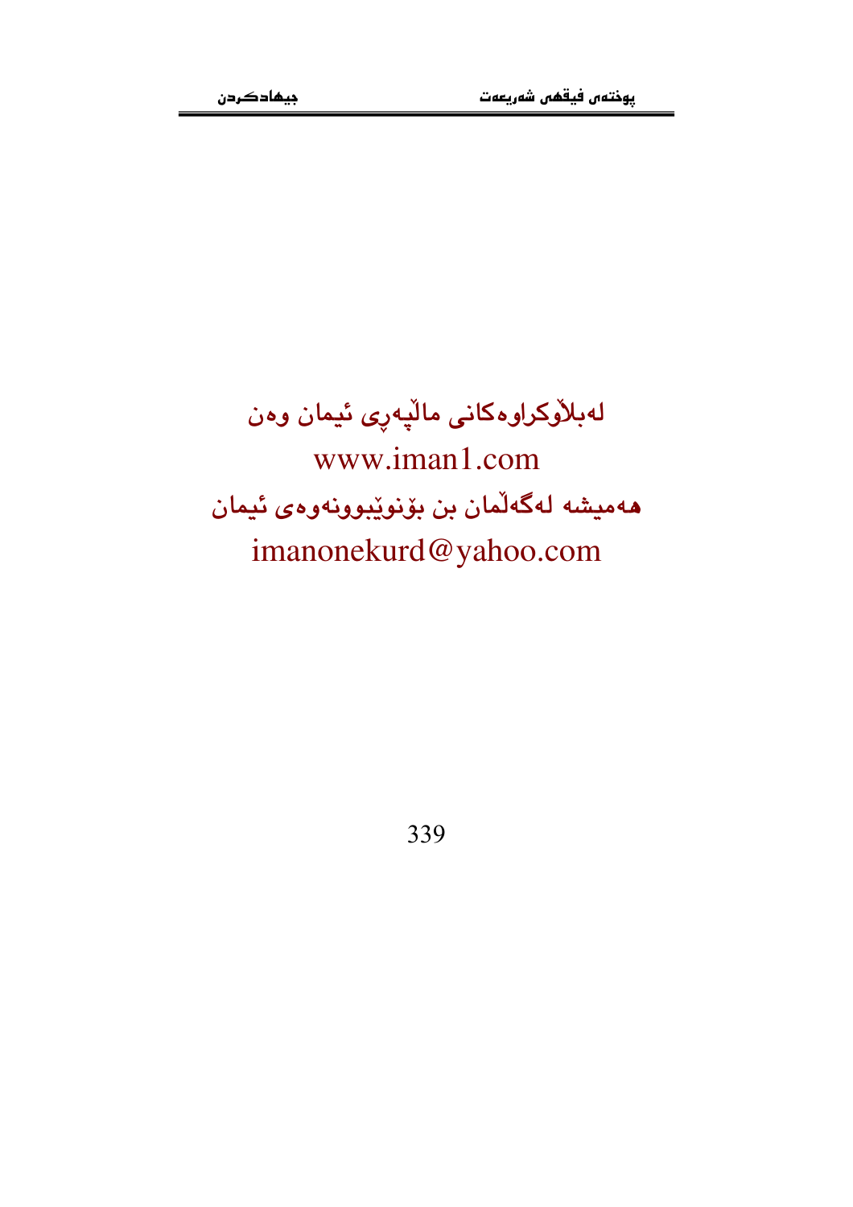لەبڵاوكراوەكانی ماڵپەڕی ئیمان وەن

www.iman1.com

هەمیشە لەگەڵمان بن بۆنوێبوونەوەی ئیمان

imanonekurd@yahoo.com